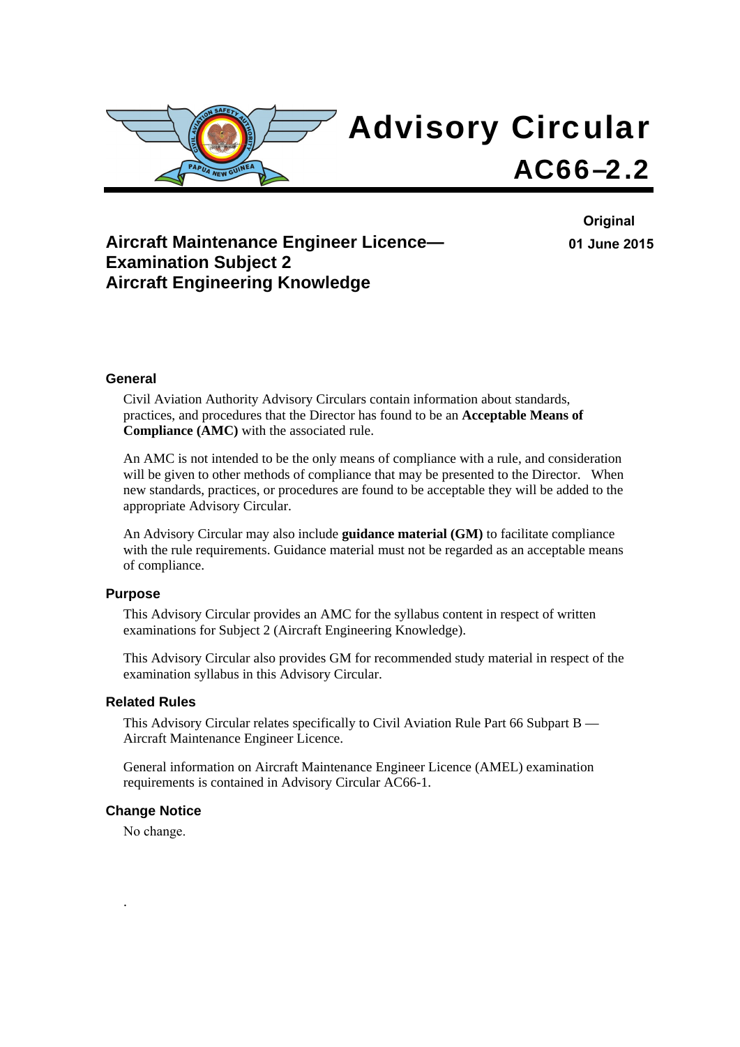# Advisory Circular

# AC66–2.2

**Original**

**01 June 2015**

## Aircraft Maintenance Engineer Licence— Examination Subject 2 Aircraft Engineering Knowledge

### General

Civil Aviation Authority Advisory Circulars contain information about standards, practices, and procedures that the Director has found to be an **Acceptable Means of Compliance (AMC)** with the associated rule.

An AMC is not intended to be the only means of compliance with a rule, and consideration will be given to other methods of compliance that may be presented to the Director. When new standards, practices, or procedures are found to be acceptable they will be added to the appropriate Advisory Circular.

An Advisory Circular may also include **guidance material (GM)** to facilitate compliance with the rule requirements. Guidance material must not be regarded as an acceptable means of compliance.

### Purpose

This Advisory Circular provides an AMC for the syllabus content in respect of written examinations for Subject 2 (Aircraft Engineering Knowledge).

This Advisory Circular also provides GM for recommended study material in respect of the examination syllabus in this Advisory Circular.

### Related Rules

This Advisory Circular relates specifically to Civil Aviation Rule Part 66 Subpart B — Aircraft Maintenance Engineer Licence.

General information on Aircraft Maintenance Engineer Licence (AMEL) examination requirements is contained in Advisory Circular AC66-1.

### Change Notice

No change.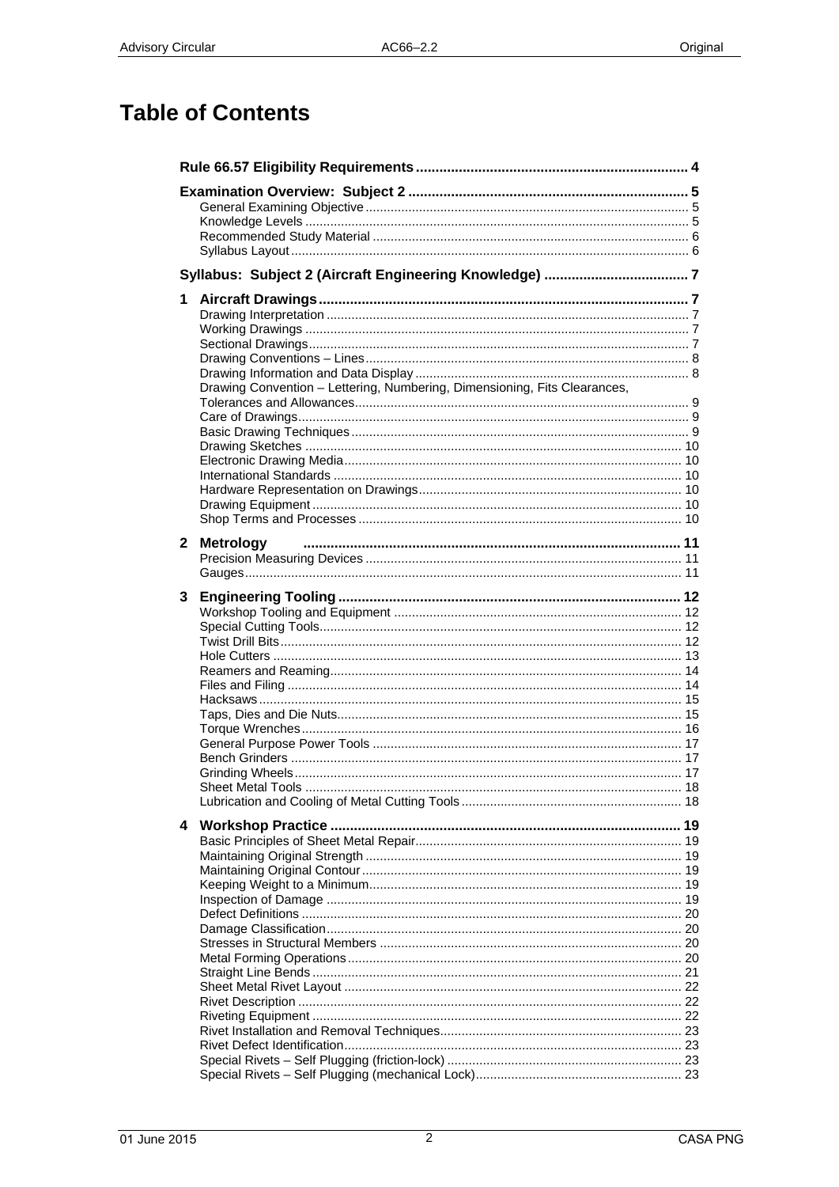# Table of Contents

| | |
|---|---|
| **Rule 66.57 Eligibility Requirements** | **4** |
| **Examination Overview: Subject 2** | **5** |
| General Examining Objective | 5 |
| Knowledge Levels | 5 |
| Recommended Study Material | 6 |
| Syllabus Layout | 6 |
| **Syllabus: Subject 2 (Aircraft Engineering Knowledge)** | **7** |
| **1 Aircraft Drawings** | **7** |
| Drawing Interpretation | 7 |
| Working Drawings | 7 |
| Sectional Drawings | 7 |
| Drawing Conventions – Lines | 8 |
| Drawing Information and Data Display | 8 |
| Drawing Convention – Lettering, Numbering, Dimensioning, Fits Clearances, Tolerances and Allowances | 9 |
| Care of Drawings | 9 |
| Basic Drawing Techniques | 9 |
| Drawing Sketches | 10 |
| Electronic Drawing Media | 10 |
| International Standards | 10 |
| Hardware Representation on Drawings | 10 |
| Drawing Equipment | 10 |
| Shop Terms and Processes | 10 |
| **2 Metrology** | **11** |
| Precision Measuring Devices | 11 |
| Gauges | 11 |
| **3 Engineering Tooling** | **12** |
| Workshop Tooling and Equipment | 12 |
| Special Cutting Tools | 12 |
| Twist Drill Bits | 12 |
| Hole Cutters | 13 |
| Reamers and Reaming | 14 |
| Files and Filing | 14 |
| Hacksaws | 15 |
| Taps, Dies and Die Nuts | 15 |
| Torque Wrenches | 16 |
| General Purpose Power Tools | 17 |
| Bench Grinders | 17 |
| Grinding Wheels | 17 |
| Sheet Metal Tools | 18 |
| Lubrication and Cooling of Metal Cutting Tools | 18 |
| **4 Workshop Practice** | **19** |
| Basic Principles of Sheet Metal Repair | 19 |
| Maintaining Original Strength | 19 |
| Maintaining Original Contour | 19 |
| Keeping Weight to a Minimum | 19 |
| Inspection of Damage | 19 |
| Defect Definitions | 20 |
| Damage Classification | 20 |
| Stresses in Structural Members | 20 |
| Metal Forming Operations | 20 |
| Straight Line Bends | 21 |
| Sheet Metal Rivet Layout | 22 |
| Rivet Description | 22 |
| Riveting Equipment | 22 |
| Rivet Installation and Removal Techniques | 23 |
| Rivet Defect Identification | 23 |
| Special Rivets – Self Plugging (friction-lock) | 23 |
| Special Rivets – Self Plugging (mechanical Lock) | 23 |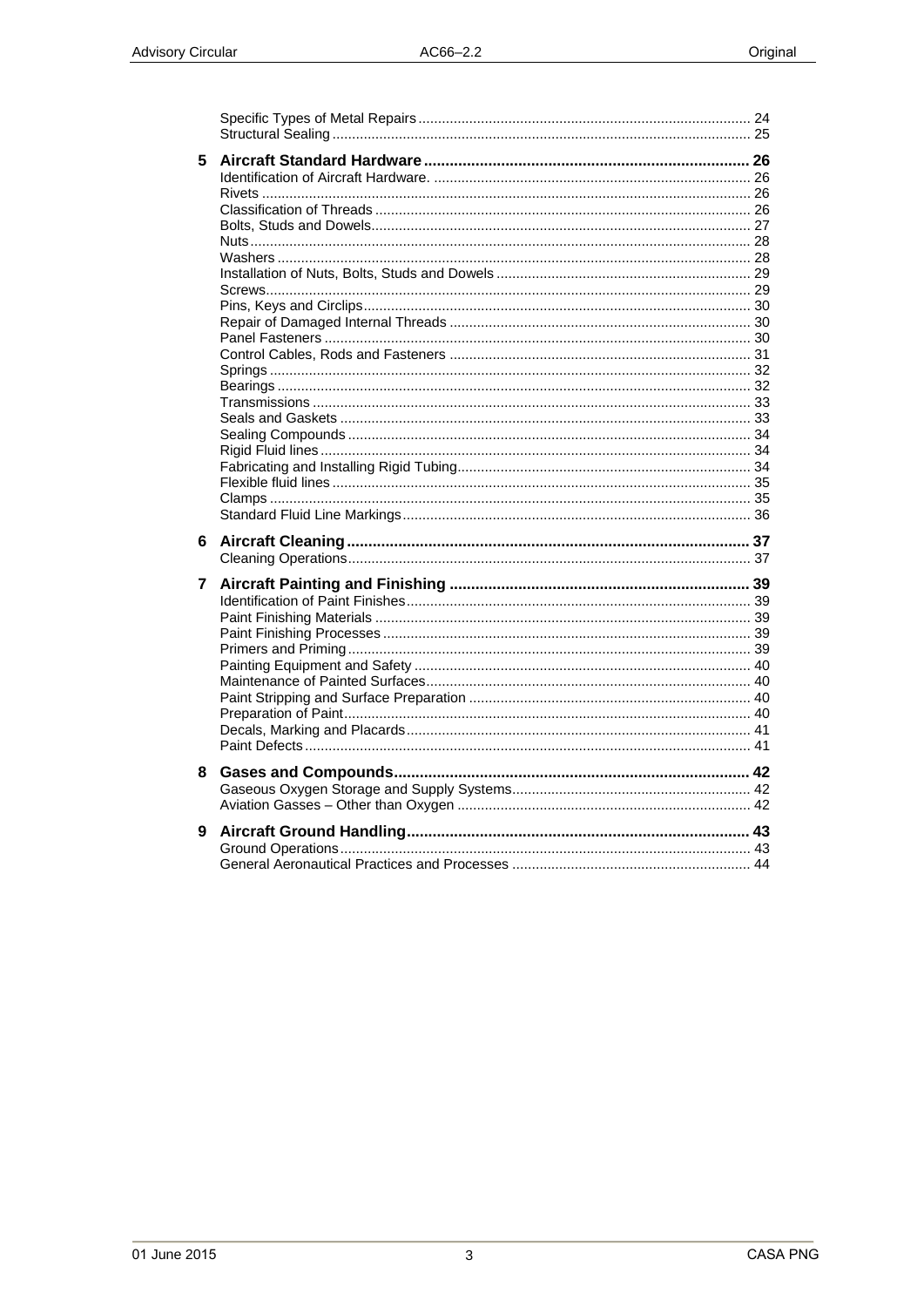Specific Types of Metal Repairs .................... 24
Structural Sealing .................... 25

**5 Aircraft Standard Hardware .................... 26**

Identification of Aircraft Hardware. .................... 26
Rivets .................... 26
Classification of Threads .................... 26
Bolts, Studs and Dowels .................... 27
Nuts .................... 28
Washers .................... 28
Installation of Nuts, Bolts, Studs and Dowels .................... 29
Screws .................... 29
Pins, Keys and Circlips .................... 30
Repair of Damaged Internal Threads .................... 30
Panel Fasteners .................... 30
Control Cables, Rods and Fasteners .................... 31
Springs .................... 32
Bearings .................... 32
Transmissions .................... 33
Seals and Gaskets .................... 33
Sealing Compounds .................... 34
Rigid Fluid lines .................... 34
Fabricating and Installing Rigid Tubing .................... 34
Flexible fluid lines .................... 35
Clamps .................... 35
Standard Fluid Line Markings .................... 36

**6 Aircraft Cleaning .................... 37**

Cleaning Operations .................... 37

**7 Aircraft Painting and Finishing .................... 39**

Identification of Paint Finishes .................... 39
Paint Finishing Materials .................... 39
Paint Finishing Processes .................... 39
Primers and Priming .................... 39
Painting Equipment and Safety .................... 40
Maintenance of Painted Surfaces .................... 40
Paint Stripping and Surface Preparation .................... 40
Preparation of Paint .................... 40
Decals, Marking and Placards .................... 41
Paint Defects .................... 41

**8 Gases and Compounds .................... 42**

Gaseous Oxygen Storage and Supply Systems .................... 42
Aviation Gasses – Other than Oxygen .................... 42

**9 Aircraft Ground Handling .................... 43**

Ground Operations .................... 43
General Aeronautical Practices and Processes .................... 44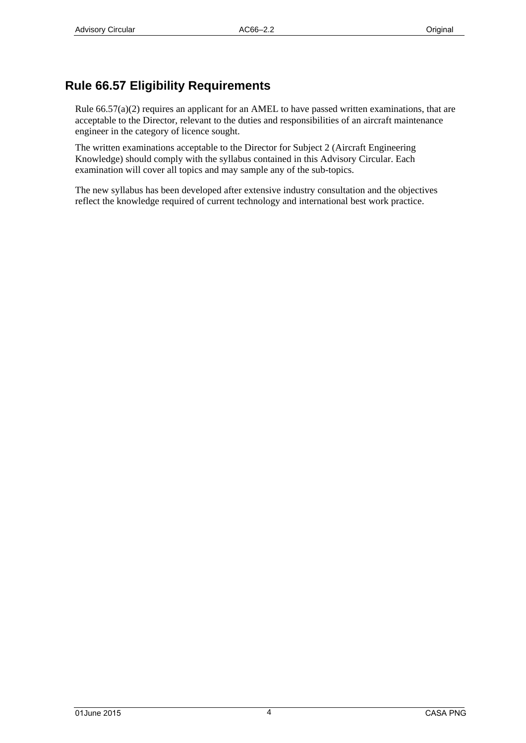## Rule 66.57 Eligibility Requirements

Rule 66.57(a)(2) requires an applicant for an AMEL to have passed written examinations, that are acceptable to the Director, relevant to the duties and responsibilities of an aircraft maintenance engineer in the category of licence sought.

The written examinations acceptable to the Director for Subject 2 (Aircraft Engineering Knowledge) should comply with the syllabus contained in this Advisory Circular. Each examination will cover all topics and may sample any of the sub-topics.

The new syllabus has been developed after extensive industry consultation and the objectives reflect the knowledge required of current technology and international best work practice.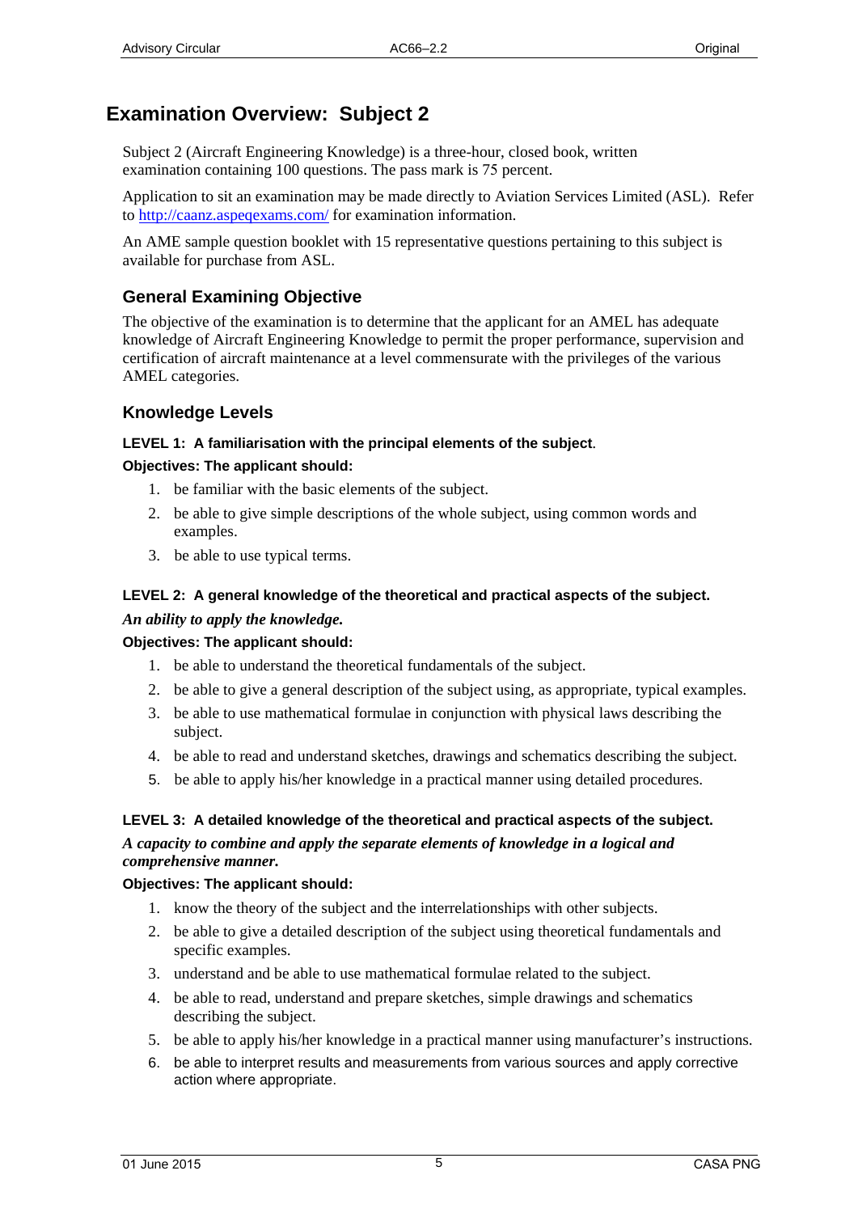# Examination Overview:  Subject 2

Subject 2 (Aircraft Engineering Knowledge) is a three-hour, closed book, written examination containing 100 questions. The pass mark is 75 percent.

Application to sit an examination may be made directly to Aviation Services Limited (ASL).  Refer to http://caanz.aspeqexams.com/ for examination information.

An AME sample question booklet with 15 representative questions pertaining to this subject is available for purchase from ASL.

## General Examining Objective

The objective of the examination is to determine that the applicant for an AMEL has adequate knowledge of Aircraft Engineering Knowledge to permit the proper performance, supervision and certification of aircraft maintenance at a level commensurate with the privileges of the various AMEL categories.

## Knowledge Levels

### LEVEL 1:  A familiarisation with the principal elements of the subject.

**Objectives: The applicant should:**

1. be familiar with the basic elements of the subject.
2. be able to give simple descriptions of the whole subject, using common words and examples.
3. be able to use typical terms.

### LEVEL 2:  A general knowledge of the theoretical and practical aspects of the subject.

***An ability to apply the knowledge.***

**Objectives: The applicant should:**

1. be able to understand the theoretical fundamentals of the subject.
2. be able to give a general description of the subject using, as appropriate, typical examples.
3. be able to use mathematical formulae in conjunction with physical laws describing the subject.
4. be able to read and understand sketches, drawings and schematics describing the subject.
5. be able to apply his/her knowledge in a practical manner using detailed procedures.

### LEVEL 3:  A detailed knowledge of the theoretical and practical aspects of the subject.

***A capacity to combine and apply the separate elements of knowledge in a logical and comprehensive manner.***

**Objectives: The applicant should:**

1. know the theory of the subject and the interrelationships with other subjects.
2. be able to give a detailed description of the subject using theoretical fundamentals and specific examples.
3. understand and be able to use mathematical formulae related to the subject.
4. be able to read, understand and prepare sketches, simple drawings and schematics describing the subject.
5. be able to apply his/her knowledge in a practical manner using manufacturer's instructions.
6. be able to interpret results and measurements from various sources and apply corrective action where appropriate.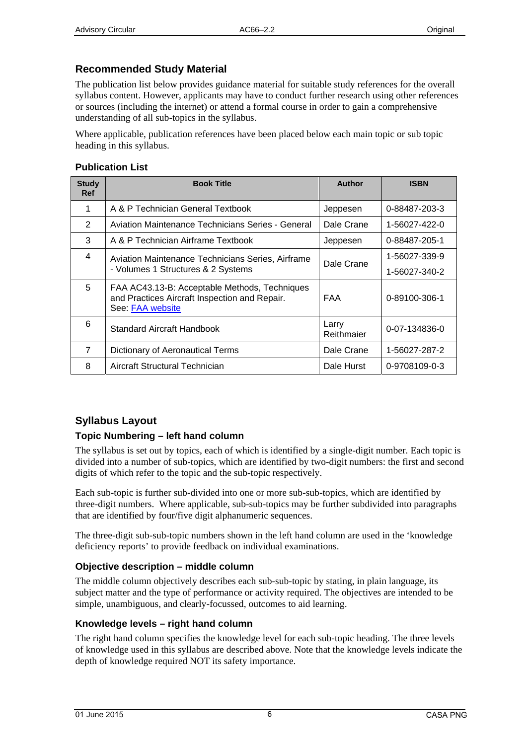## Recommended Study Material

The publication list below provides guidance material for suitable study references for the overall syllabus content. However, applicants may have to conduct further research using other references or sources (including the internet) or attend a formal course in order to gain a comprehensive understanding of all sub-topics in the syllabus.

Where applicable, publication references have been placed below each main topic or sub topic heading in this syllabus.

### Publication List

| Study Ref | Book Title | Author | ISBN |
|---|---|---|---|
| 1 | A & P Technician General Textbook | Jeppesen | 0-88487-203-3 |
| 2 | Aviation Maintenance Technicians Series - General | Dale Crane | 1-56027-422-0 |
| 3 | A & P Technician Airframe Textbook | Jeppesen | 0-88487-205-1 |
| 4 | Aviation Maintenance Technicians Series, Airframe - Volumes 1 Structures & 2 Systems | Dale Crane | 1-56027-339-9<br>1-56027-340-2 |
| 5 | FAA AC43.13-B: Acceptable Methods, Techniques and Practices Aircraft Inspection and Repair. See: FAA website | FAA | 0-89100-306-1 |
| 6 | Standard Aircraft Handbook | Larry Reithmaier | 0-07-134836-0 |
| 7 | Dictionary of Aeronautical Terms | Dale Crane | 1-56027-287-2 |
| 8 | Aircraft Structural Technician | Dale Hurst | 0-9708109-0-3 |

## Syllabus Layout

### Topic Numbering – left hand column

The syllabus is set out by topics, each of which is identified by a single-digit number. Each topic is divided into a number of sub-topics, which are identified by two-digit numbers: the first and second digits of which refer to the topic and the sub-topic respectively.

Each sub-topic is further sub-divided into one or more sub-sub-topics, which are identified by three-digit numbers. Where applicable, sub-sub-topics may be further subdivided into paragraphs that are identified by four/five digit alphanumeric sequences.

The three-digit sub-sub-topic numbers shown in the left hand column are used in the 'knowledge deficiency reports' to provide feedback on individual examinations.

### Objective description – middle column

The middle column objectively describes each sub-sub-topic by stating, in plain language, its subject matter and the type of performance or activity required. The objectives are intended to be simple, unambiguous, and clearly-focussed, outcomes to aid learning.

### Knowledge levels – right hand column

The right hand column specifies the knowledge level for each sub-topic heading. The three levels of knowledge used in this syllabus are described above. Note that the knowledge levels indicate the depth of knowledge required NOT its safety importance.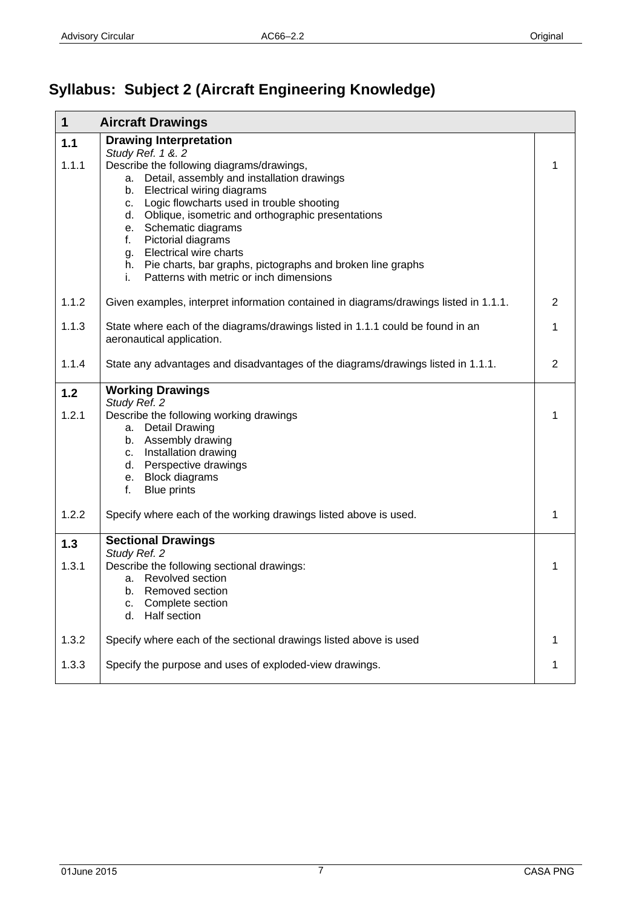# Syllabus: Subject 2 (Aircraft Engineering Knowledge)

| 1 | Aircraft Drawings | |
|---|---|---|
| **1.1** | **Drawing Interpretation**<br>*Study Ref. 1 &. 2* | |
| 1.1.1 | Describe the following diagrams/drawings,<br>a. Detail, assembly and installation drawings<br>b. Electrical wiring diagrams<br>c. Logic flowcharts used in trouble shooting<br>d. Oblique, isometric and orthographic presentations<br>e. Schematic diagrams<br>f. Pictorial diagrams<br>g. Electrical wire charts<br>h. Pie charts, bar graphs, pictographs and broken line graphs<br>i. Patterns with metric or inch dimensions | 1 |
| 1.1.2 | Given examples, interpret information contained in diagrams/drawings listed in 1.1.1. | 2 |
| 1.1.3 | State where each of the diagrams/drawings listed in 1.1.1 could be found in an aeronautical application. | 1 |
| 1.1.4 | State any advantages and disadvantages of the diagrams/drawings listed in 1.1.1. | 2 |
| **1.2** | **Working Drawings**<br>*Study Ref. 2* | |
| 1.2.1 | Describe the following working drawings<br>a. Detail Drawing<br>b. Assembly drawing<br>c. Installation drawing<br>d. Perspective drawings<br>e. Block diagrams<br>f. Blue prints | 1 |
| 1.2.2 | Specify where each of the working drawings listed above is used. | 1 |
| **1.3** | **Sectional Drawings**<br>*Study Ref. 2* | |
| 1.3.1 | Describe the following sectional drawings:<br>a. Revolved section<br>b. Removed section<br>c. Complete section<br>d. Half section | 1 |
| 1.3.2 | Specify where each of the sectional drawings listed above is used | 1 |
| 1.3.3 | Specify the purpose and uses of exploded-view drawings. | 1 |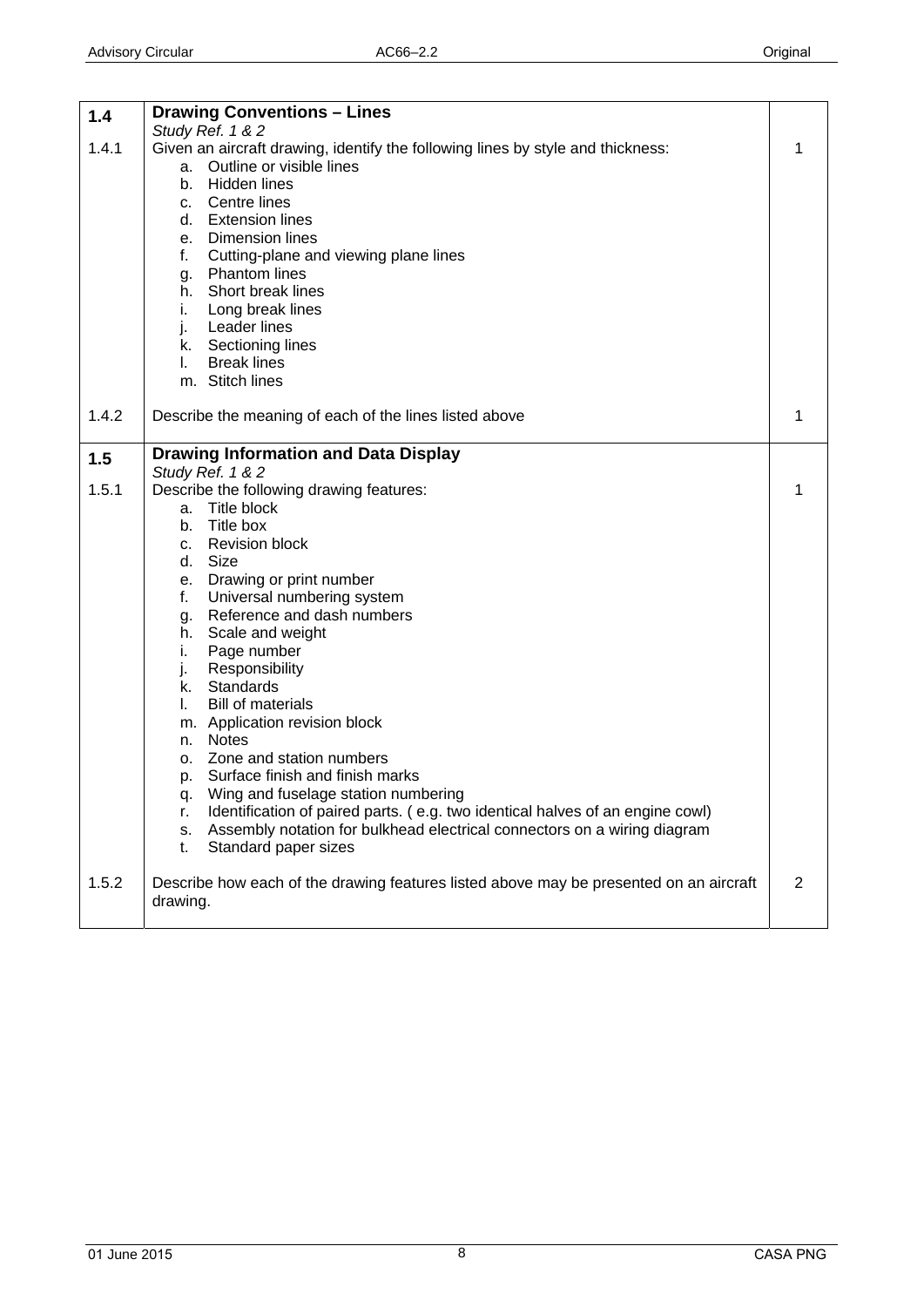| | | |
|---|---|---|
| **1.4** | **Drawing Conventions – Lines**<br>*Study Ref. 1 & 2* | |
| 1.4.1 | Given an aircraft drawing, identify the following lines by style and thickness:<br>a. Outline or visible lines<br>b. Hidden lines<br>c. Centre lines<br>d. Extension lines<br>e. Dimension lines<br>f. Cutting-plane and viewing plane lines<br>g. Phantom lines<br>h. Short break lines<br>i. Long break lines<br>j. Leader lines<br>k. Sectioning lines<br>l. Break lines<br>m. Stitch lines | 1 |
| 1.4.2 | Describe the meaning of each of the lines listed above | 1 |
| **1.5** | **Drawing Information and Data Display**<br>*Study Ref. 1 & 2* | |
| 1.5.1 | Describe the following drawing features:<br>a. Title block<br>b. Title box<br>c. Revision block<br>d. Size<br>e. Drawing or print number<br>f. Universal numbering system<br>g. Reference and dash numbers<br>h. Scale and weight<br>i. Page number<br>j. Responsibility<br>k. Standards<br>l. Bill of materials<br>m. Application revision block<br>n. Notes<br>o. Zone and station numbers<br>p. Surface finish and finish marks<br>q. Wing and fuselage station numbering<br>r. Identification of paired parts. ( e.g. two identical halves of an engine cowl)<br>s. Assembly notation for bulkhead electrical connectors on a wiring diagram<br>t. Standard paper sizes | 1 |
| 1.5.2 | Describe how each of the drawing features listed above may be presented on an aircraft drawing. | 2 |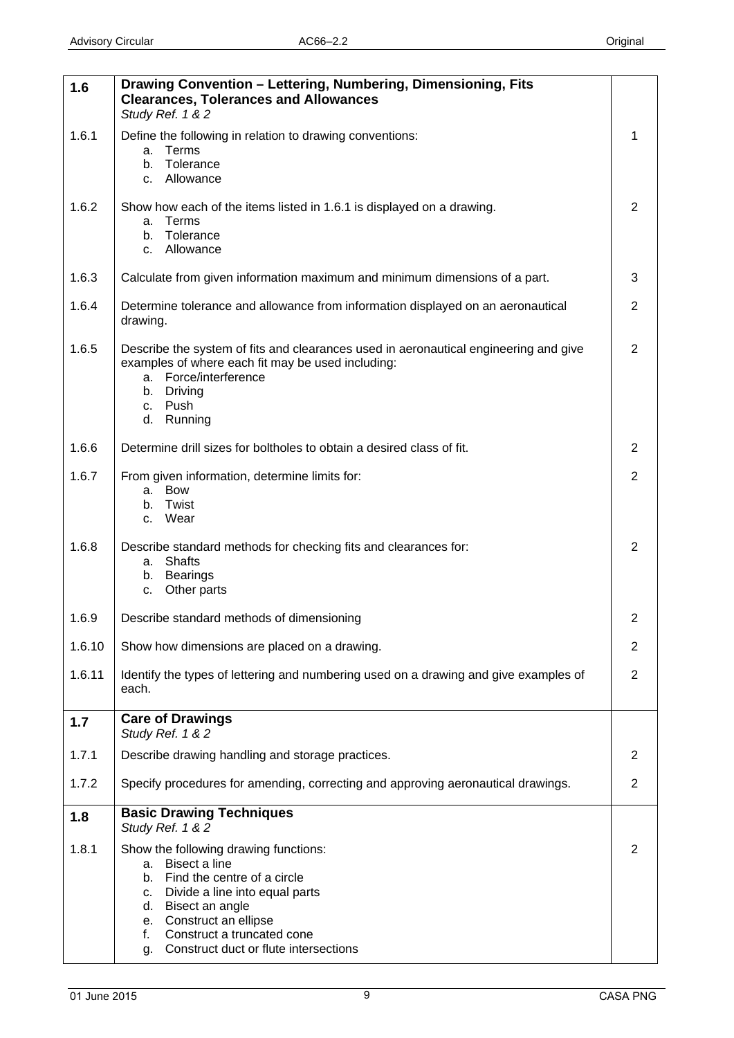| | | |
|---|---|---|
| **1.6** | **Drawing Convention – Lettering, Numbering, Dimensioning, Fits Clearances, Tolerances and Allowances**<br>*Study Ref. 1 & 2* | |
| 1.6.1 | Define the following in relation to drawing conventions:<br>a. Terms<br>b. Tolerance<br>c. Allowance | 1 |
| 1.6.2 | Show how each of the items listed in 1.6.1 is displayed on a drawing.<br>a. Terms<br>b. Tolerance<br>c. Allowance | 2 |
| 1.6.3 | Calculate from given information maximum and minimum dimensions of a part. | 3 |
| 1.6.4 | Determine tolerance and allowance from information displayed on an aeronautical drawing. | 2 |
| 1.6.5 | Describe the system of fits and clearances used in aeronautical engineering and give examples of where each fit may be used including:<br>a. Force/interference<br>b. Driving<br>c. Push<br>d. Running | 2 |
| 1.6.6 | Determine drill sizes for boltholes to obtain a desired class of fit. | 2 |
| 1.6.7 | From given information, determine limits for:<br>a. Bow<br>b. Twist<br>c. Wear | 2 |
| 1.6.8 | Describe standard methods for checking fits and clearances for:<br>a. Shafts<br>b. Bearings<br>c. Other parts | 2 |
| 1.6.9 | Describe standard methods of dimensioning | 2 |
| 1.6.10 | Show how dimensions are placed on a drawing. | 2 |
| 1.6.11 | Identify the types of lettering and numbering used on a drawing and give examples of each. | 2 |
| **1.7** | **Care of Drawings**<br>*Study Ref. 1 & 2* | |
| 1.7.1 | Describe drawing handling and storage practices. | 2 |
| 1.7.2 | Specify procedures for amending, correcting and approving aeronautical drawings. | 2 |
| **1.8** | **Basic Drawing Techniques**<br>*Study Ref. 1 & 2* | |
| 1.8.1 | Show the following drawing functions:<br>a. Bisect a line<br>b. Find the centre of a circle<br>c. Divide a line into equal parts<br>d. Bisect an angle<br>e. Construct an ellipse<br>f. Construct a truncated cone<br>g. Construct duct or flute intersections | 2 |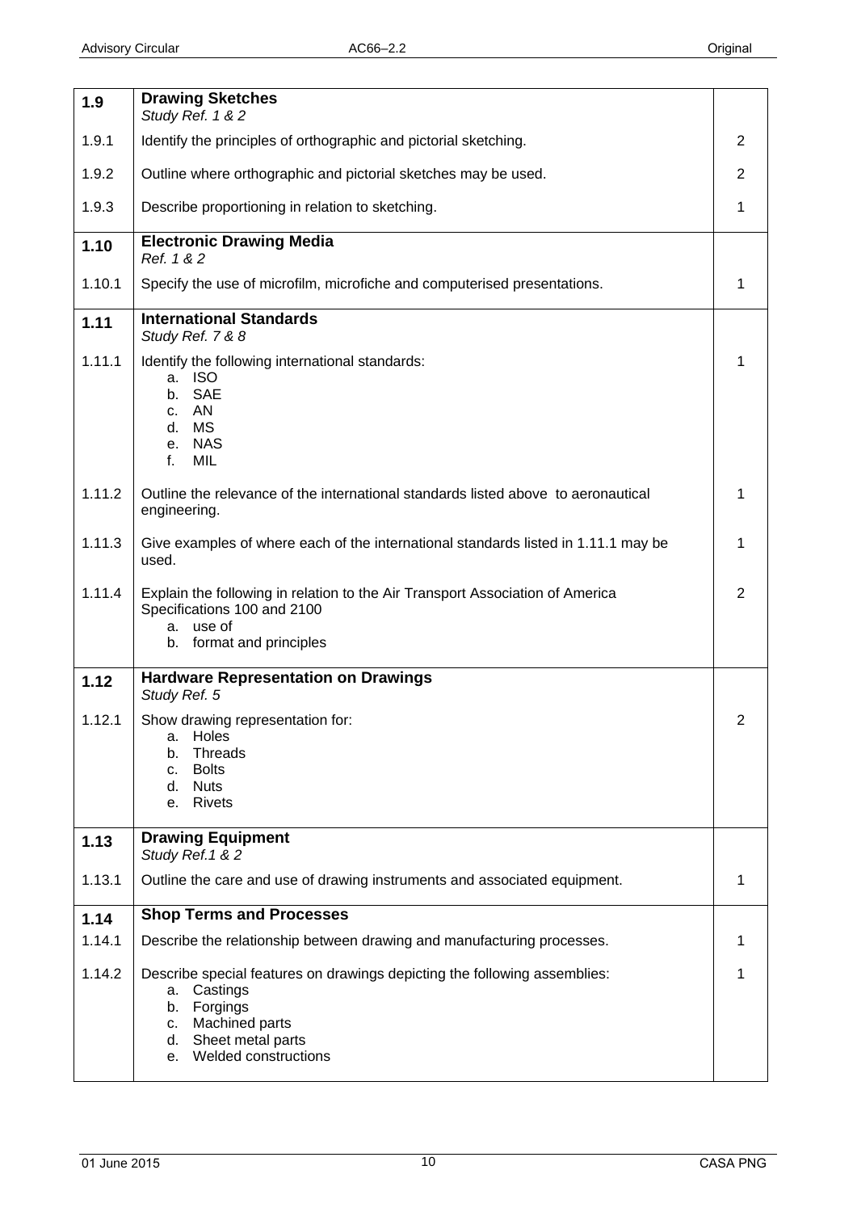| | | |
|---|---|---|
| **1.9** | **Drawing Sketches**<br>*Study Ref. 1 & 2* | |
| 1.9.1 | Identify the principles of orthographic and pictorial sketching. | 2 |
| 1.9.2 | Outline where orthographic and pictorial sketches may be used. | 2 |
| 1.9.3 | Describe proportioning in relation to sketching. | 1 |
| **1.10** | **Electronic Drawing Media**<br>*Ref. 1 & 2* | |
| 1.10.1 | Specify the use of microfilm, microfiche and computerised presentations. | 1 |
| **1.11** | **International Standards**<br>*Study Ref. 7 & 8* | |
| 1.11.1 | Identify the following international standards:<br>a. ISO<br>b. SAE<br>c. AN<br>d. MS<br>e. NAS<br>f. MIL | 1 |
| 1.11.2 | Outline the relevance of the international standards listed above to aeronautical engineering. | 1 |
| 1.11.3 | Give examples of where each of the international standards listed in 1.11.1 may be used. | 1 |
| 1.11.4 | Explain the following in relation to the Air Transport Association of America Specifications 100 and 2100<br>a. use of<br>b. format and principles | 2 |
| **1.12** | **Hardware Representation on Drawings**<br>*Study Ref. 5* | |
| 1.12.1 | Show drawing representation for:<br>a. Holes<br>b. Threads<br>c. Bolts<br>d. Nuts<br>e. Rivets | 2 |
| **1.13** | **Drawing Equipment**<br>*Study Ref.1 & 2* | |
| 1.13.1 | Outline the care and use of drawing instruments and associated equipment. | 1 |
| **1.14** | **Shop Terms and Processes** | |
| 1.14.1 | Describe the relationship between drawing and manufacturing processes. | 1 |
| 1.14.2 | Describe special features on drawings depicting the following assemblies:<br>a. Castings<br>b. Forgings<br>c. Machined parts<br>d. Sheet metal parts<br>e. Welded constructions | 1 |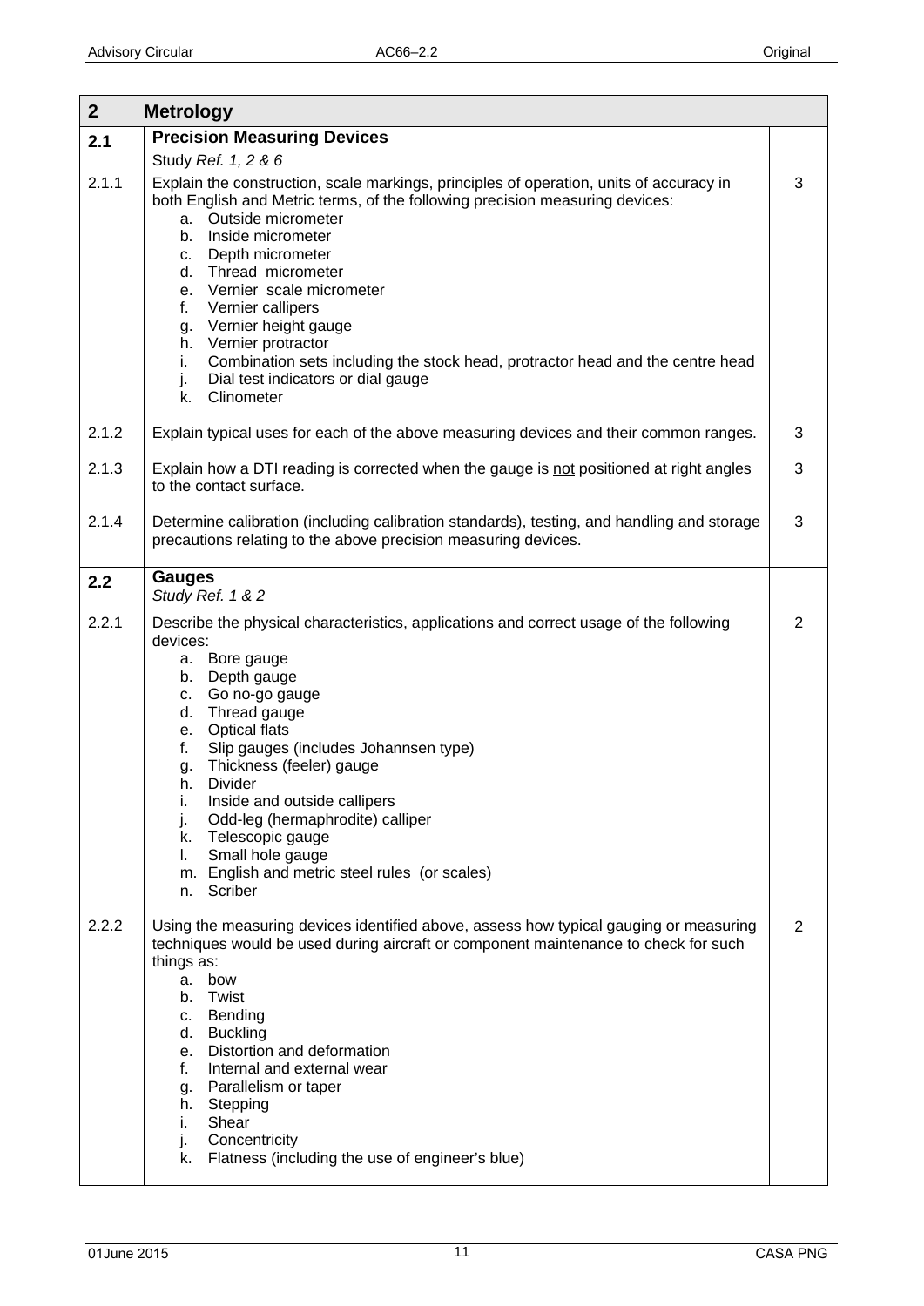| 2 | Metrology | |
|---|---|---|
| **2.1** | **Precision Measuring Devices**<br>Study *Ref. 1, 2 & 6* | |
| 2.1.1 | Explain the construction, scale markings, principles of operation, units of accuracy in both English and Metric terms, of the following precision measuring devices:<br>a. Outside micrometer<br>b. Inside micrometer<br>c. Depth micrometer<br>d. Thread micrometer<br>e. Vernier scale micrometer<br>f. Vernier callipers<br>g. Vernier height gauge<br>h. Vernier protractor<br>i. Combination sets including the stock head, protractor head and the centre head<br>j. Dial test indicators or dial gauge<br>k. Clinometer | 3 |
| 2.1.2 | Explain typical uses for each of the above measuring devices and their common ranges. | 3 |
| 2.1.3 | Explain how a DTI reading is corrected when the gauge is <u>not</u> positioned at right angles to the contact surface. | 3 |
| 2.1.4 | Determine calibration (including calibration standards), testing, and handling and storage precautions relating to the above precision measuring devices. | 3 |
| **2.2** | **Gauges**<br>*Study Ref. 1 & 2* | |
| 2.2.1 | Describe the physical characteristics, applications and correct usage of the following devices:<br>a. Bore gauge<br>b. Depth gauge<br>c. Go no-go gauge<br>d. Thread gauge<br>e. Optical flats<br>f. Slip gauges (includes Johannsen type)<br>g. Thickness (feeler) gauge<br>h. Divider<br>i. Inside and outside callipers<br>j. Odd-leg (hermaphrodite) calliper<br>k. Telescopic gauge<br>l. Small hole gauge<br>m. English and metric steel rules (or scales)<br>n. Scriber | 2 |
| 2.2.2 | Using the measuring devices identified above, assess how typical gauging or measuring techniques would be used during aircraft or component maintenance to check for such things as:<br>a. bow<br>b. Twist<br>c. Bending<br>d. Buckling<br>e. Distortion and deformation<br>f. Internal and external wear<br>g. Parallelism or taper<br>h. Stepping<br>i. Shear<br>j. Concentricity<br>k. Flatness (including the use of engineer's blue) | 2 |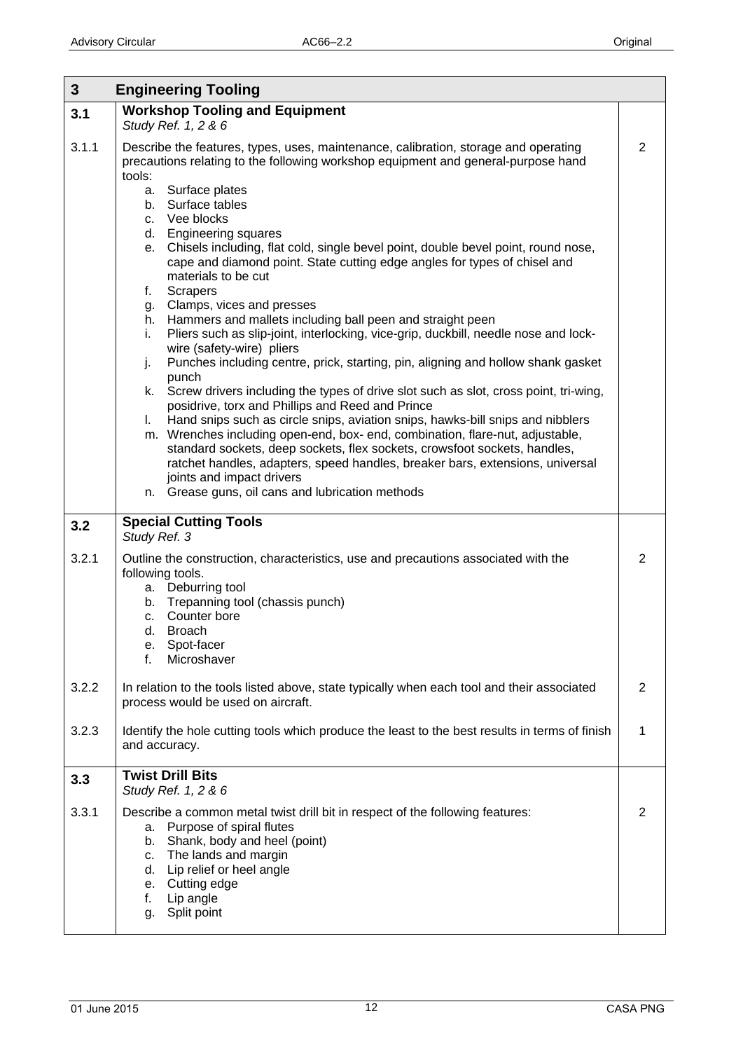| 3 | Engineering Tooling | |
|---|---|---|
| **3.1** | **Workshop Tooling and Equipment**<br>*Study Ref. 1, 2 & 6* | |
| 3.1.1 | Describe the features, types, uses, maintenance, calibration, storage and operating precautions relating to the following workshop equipment and general-purpose hand tools:<br>a. Surface plates<br>b. Surface tables<br>c. Vee blocks<br>d. Engineering squares<br>e. Chisels including, flat cold, single bevel point, double bevel point, round nose, cape and diamond point. State cutting edge angles for types of chisel and materials to be cut<br>f. Scrapers<br>g. Clamps, vices and presses<br>h. Hammers and mallets including ball peen and straight peen<br>i. Pliers such as slip-joint, interlocking, vice-grip, duckbill, needle nose and lock-wire (safety-wire) pliers<br>j. Punches including centre, prick, starting, pin, aligning and hollow shank gasket punch<br>k. Screw drivers including the types of drive slot such as slot, cross point, tri-wing, posidrive, torx and Phillips and Reed and Prince<br>l. Hand snips such as circle snips, aviation snips, hawks-bill snips and nibblers<br>m. Wrenches including open-end, box- end, combination, flare-nut, adjustable, standard sockets, deep sockets, flex sockets, crowsfoot sockets, handles, ratchet handles, adapters, speed handles, breaker bars, extensions, universal joints and impact drivers<br>n. Grease guns, oil cans and lubrication methods | 2 |
| **3.2** | **Special Cutting Tools**<br>*Study Ref. 3* | |
| 3.2.1 | Outline the construction, characteristics, use and precautions associated with the following tools.<br>a. Deburring tool<br>b. Trepanning tool (chassis punch)<br>c. Counter bore<br>d. Broach<br>e. Spot-facer<br>f. Microshaver | 2 |
| 3.2.2 | In relation to the tools listed above, state typically when each tool and their associated process would be used on aircraft. | 2 |
| 3.2.3 | Identify the hole cutting tools which produce the least to the best results in terms of finish and accuracy. | 1 |
| **3.3** | **Twist Drill Bits**<br>*Study Ref. 1, 2 & 6* | |
| 3.3.1 | Describe a common metal twist drill bit in respect of the following features:<br>a. Purpose of spiral flutes<br>b. Shank, body and heel (point)<br>c. The lands and margin<br>d. Lip relief or heel angle<br>e. Cutting edge<br>f. Lip angle<br>g. Split point | 2 |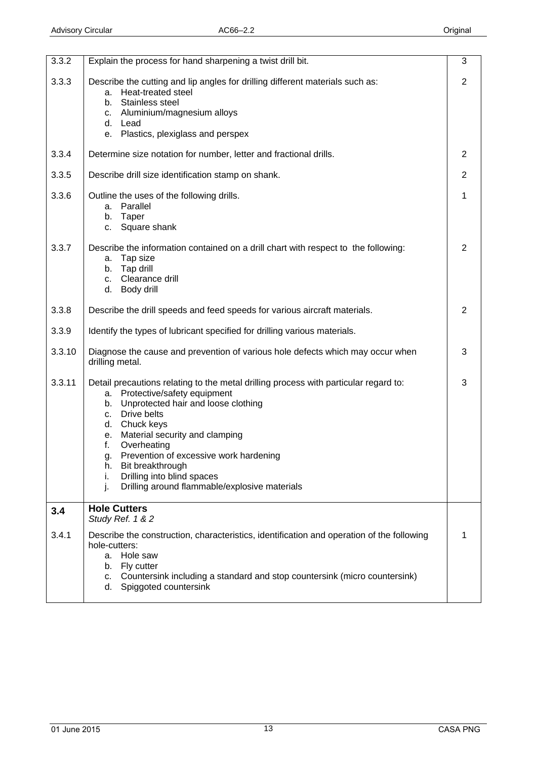| | | |
|---|---|---|
| 3.3.2 | Explain the process for hand sharpening a twist drill bit. | 3 |
| 3.3.3 | Describe the cutting and lip angles for drilling different materials such as:<br>a. Heat-treated steel<br>b. Stainless steel<br>c. Aluminium/magnesium alloys<br>d. Lead<br>e. Plastics, plexiglass and perspex | 2 |
| 3.3.4 | Determine size notation for number, letter and fractional drills. | 2 |
| 3.3.5 | Describe drill size identification stamp on shank. | 2 |
| 3.3.6 | Outline the uses of the following drills.<br>a. Parallel<br>b. Taper<br>c. Square shank | 1 |
| 3.3.7 | Describe the information contained on a drill chart with respect to the following:<br>a. Tap size<br>b. Tap drill<br>c. Clearance drill<br>d. Body drill | 2 |
| 3.3.8 | Describe the drill speeds and feed speeds for various aircraft materials. | 2 |
| 3.3.9 | Identify the types of lubricant specified for drilling various materials. | |
| 3.3.10 | Diagnose the cause and prevention of various hole defects which may occur when drilling metal. | 3 |
| 3.3.11 | Detail precautions relating to the metal drilling process with particular regard to:<br>a. Protective/safety equipment<br>b. Unprotected hair and loose clothing<br>c. Drive belts<br>d. Chuck keys<br>e. Material security and clamping<br>f. Overheating<br>g. Prevention of excessive work hardening<br>h. Bit breakthrough<br>i. Drilling into blind spaces<br>j. Drilling around flammable/explosive materials | 3 |
| **3.4** | **Hole Cutters**<br>*Study Ref. 1 & 2* | |
| 3.4.1 | Describe the construction, characteristics, identification and operation of the following hole-cutters:<br>a. Hole saw<br>b. Fly cutter<br>c. Countersink including a standard and stop countersink (micro countersink)<br>d. Spiggoted countersink | 1 |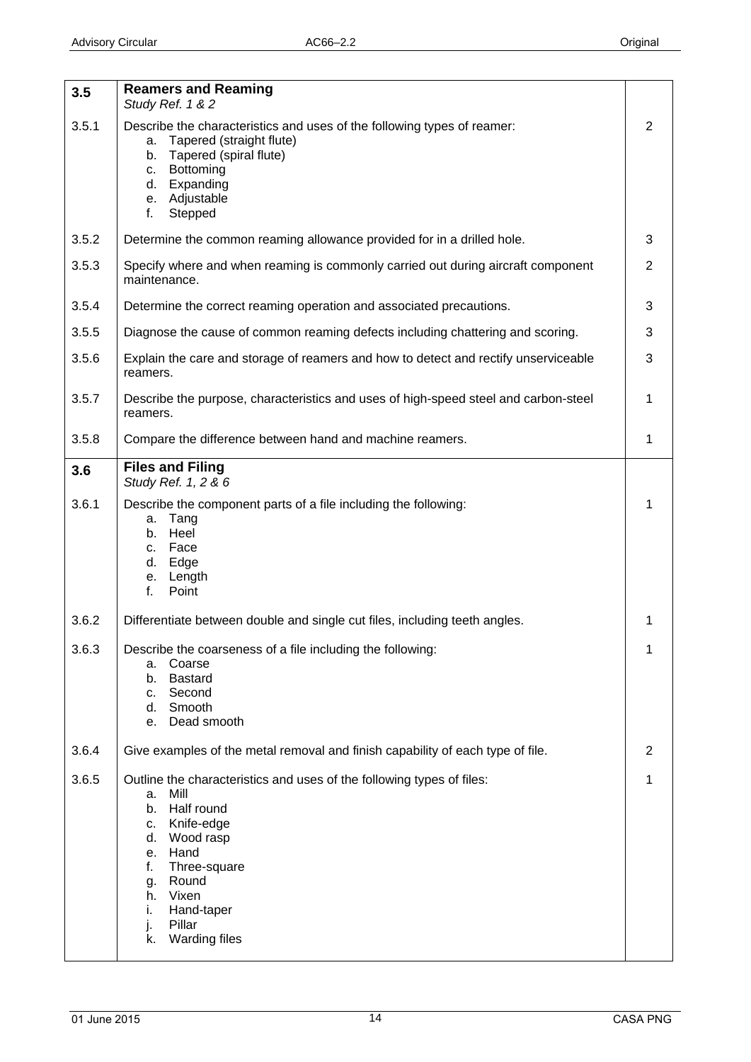| | | |
|---|---|---|
| **3.5** | **Reamers and Reaming**<br>*Study Ref. 1 & 2* | |
| 3.5.1 | Describe the characteristics and uses of the following types of reamer:<br>a. Tapered (straight flute)<br>b. Tapered (spiral flute)<br>c. Bottoming<br>d. Expanding<br>e. Adjustable<br>f. Stepped | 2 |
| 3.5.2 | Determine the common reaming allowance provided for in a drilled hole. | 3 |
| 3.5.3 | Specify where and when reaming is commonly carried out during aircraft component maintenance. | 2 |
| 3.5.4 | Determine the correct reaming operation and associated precautions. | 3 |
| 3.5.5 | Diagnose the cause of common reaming defects including chattering and scoring. | 3 |
| 3.5.6 | Explain the care and storage of reamers and how to detect and rectify unserviceable reamers. | 3 |
| 3.5.7 | Describe the purpose, characteristics and uses of high-speed steel and carbon-steel reamers. | 1 |
| 3.5.8 | Compare the difference between hand and machine reamers. | 1 |
| **3.6** | **Files and Filing**<br>*Study Ref. 1, 2 & 6* | |
| 3.6.1 | Describe the component parts of a file including the following:<br>a. Tang<br>b. Heel<br>c. Face<br>d. Edge<br>e. Length<br>f. Point | 1 |
| 3.6.2 | Differentiate between double and single cut files, including teeth angles. | 1 |
| 3.6.3 | Describe the coarseness of a file including the following:<br>a. Coarse<br>b. Bastard<br>c. Second<br>d. Smooth<br>e. Dead smooth | 1 |
| 3.6.4 | Give examples of the metal removal and finish capability of each type of file. | 2 |
| 3.6.5 | Outline the characteristics and uses of the following types of files:<br>a. Mill<br>b. Half round<br>c. Knife-edge<br>d. Wood rasp<br>e. Hand<br>f. Three-square<br>g. Round<br>h. Vixen<br>i. Hand-taper<br>j. Pillar<br>k. Warding files | 1 |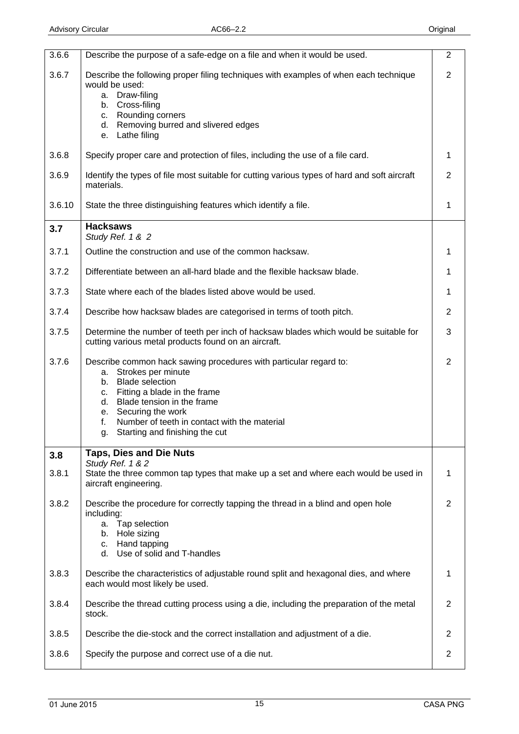| | | |
|---|---|---|
| 3.6.6 | Describe the purpose of a safe-edge on a file and when it would be used. | 2 |
| 3.6.7 | Describe the following proper filing techniques with examples of when each technique would be used:<br>a. Draw-filing<br>b. Cross-filing<br>c. Rounding corners<br>d. Removing burred and slivered edges<br>e. Lathe filing | 2 |
| 3.6.8 | Specify proper care and protection of files, including the use of a file card. | 1 |
| 3.6.9 | Identify the types of file most suitable for cutting various types of hard and soft aircraft materials. | 2 |
| 3.6.10 | State the three distinguishing features which identify a file. | 1 |
| **3.7** | **Hacksaws**<br>*Study Ref. 1 & 2* | |
| 3.7.1 | Outline the construction and use of the common hacksaw. | 1 |
| 3.7.2 | Differentiate between an all-hard blade and the flexible hacksaw blade. | 1 |
| 3.7.3 | State where each of the blades listed above would be used. | 1 |
| 3.7.4 | Describe how hacksaw blades are categorised in terms of tooth pitch. | 2 |
| 3.7.5 | Determine the number of teeth per inch of hacksaw blades which would be suitable for cutting various metal products found on an aircraft. | 3 |
| 3.7.6 | Describe common hack sawing procedures with particular regard to:<br>a. Strokes per minute<br>b. Blade selection<br>c. Fitting a blade in the frame<br>d. Blade tension in the frame<br>e. Securing the work<br>f. Number of teeth in contact with the material<br>g. Starting and finishing the cut | 2 |
| **3.8** | **Taps, Dies and Die Nuts**<br>*Study Ref. 1 & 2* | |
| 3.8.1 | State the three common tap types that make up a set and where each would be used in aircraft engineering. | 1 |
| 3.8.2 | Describe the procedure for correctly tapping the thread in a blind and open hole including:<br>a. Tap selection<br>b. Hole sizing<br>c. Hand tapping<br>d. Use of solid and T-handles | 2 |
| 3.8.3 | Describe the characteristics of adjustable round split and hexagonal dies, and where each would most likely be used. | 1 |
| 3.8.4 | Describe the thread cutting process using a die, including the preparation of the metal stock. | 2 |
| 3.8.5 | Describe the die-stock and the correct installation and adjustment of a die. | 2 |
| 3.8.6 | Specify the purpose and correct use of a die nut. | 2 |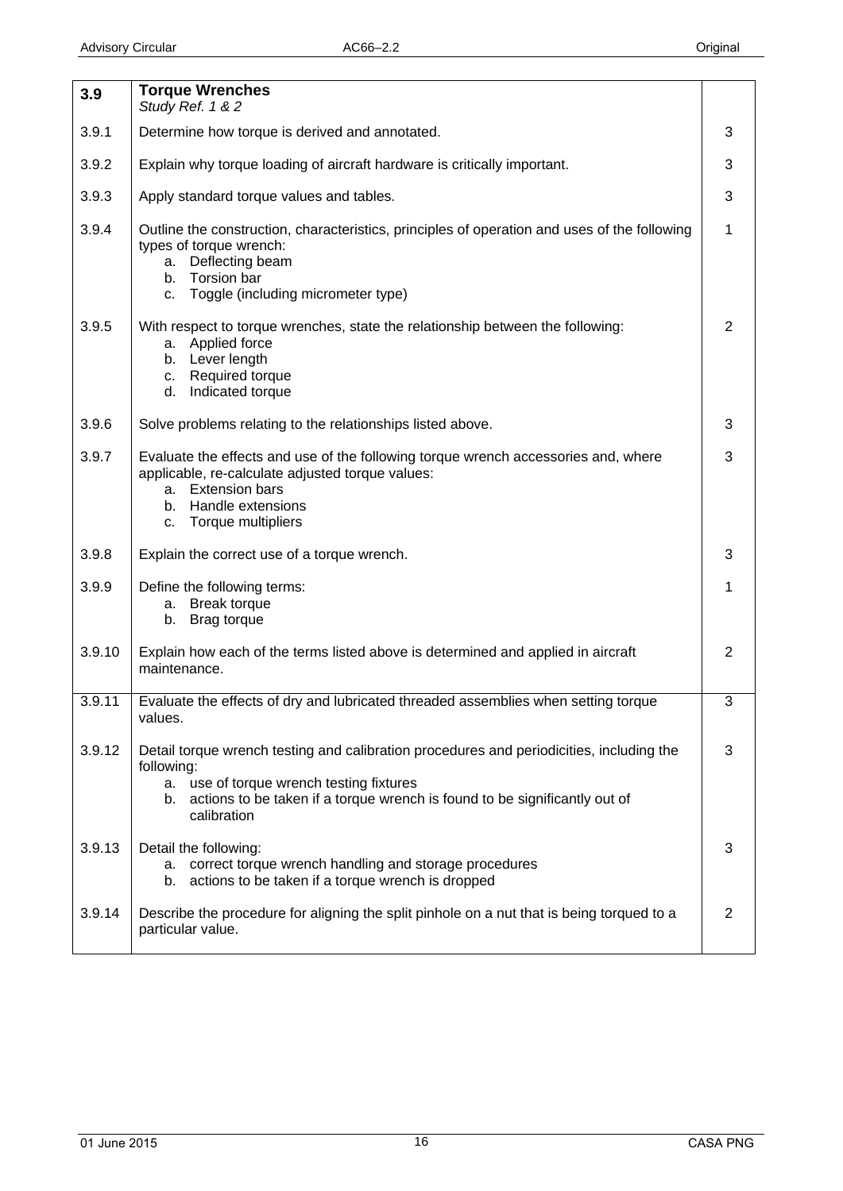| **3.9** | **Torque Wrenches**<br>*Study Ref. 1 & 2* | |
|---|---|---|
| 3.9.1 | Determine how torque is derived and annotated. | 3 |
| 3.9.2 | Explain why torque loading of aircraft hardware is critically important. | 3 |
| 3.9.3 | Apply standard torque values and tables. | 3 |
| 3.9.4 | Outline the construction, characteristics, principles of operation and uses of the following types of torque wrench:<br>a. Deflecting beam<br>b. Torsion bar<br>c. Toggle (including micrometer type) | 1 |
| 3.9.5 | With respect to torque wrenches, state the relationship between the following:<br>a. Applied force<br>b. Lever length<br>c. Required torque<br>d. Indicated torque | 2 |
| 3.9.6 | Solve problems relating to the relationships listed above. | 3 |
| 3.9.7 | Evaluate the effects and use of the following torque wrench accessories and, where applicable, re-calculate adjusted torque values:<br>a. Extension bars<br>b. Handle extensions<br>c. Torque multipliers | 3 |
| 3.9.8 | Explain the correct use of a torque wrench. | 3 |
| 3.9.9 | Define the following terms:<br>a. Break torque<br>b. Brag torque | 1 |
| 3.9.10 | Explain how each of the terms listed above is determined and applied in aircraft maintenance. | 2 |
| 3.9.11 | Evaluate the effects of dry and lubricated threaded assemblies when setting torque values. | 3 |
| 3.9.12 | Detail torque wrench testing and calibration procedures and periodicities, including the following:<br>a. use of torque wrench testing fixtures<br>b. actions to be taken if a torque wrench is found to be significantly out of calibration | 3 |
| 3.9.13 | Detail the following:<br>a. correct torque wrench handling and storage procedures<br>b. actions to be taken if a torque wrench is dropped | 3 |
| 3.9.14 | Describe the procedure for aligning the split pinhole on a nut that is being torqued to a particular value. | 2 |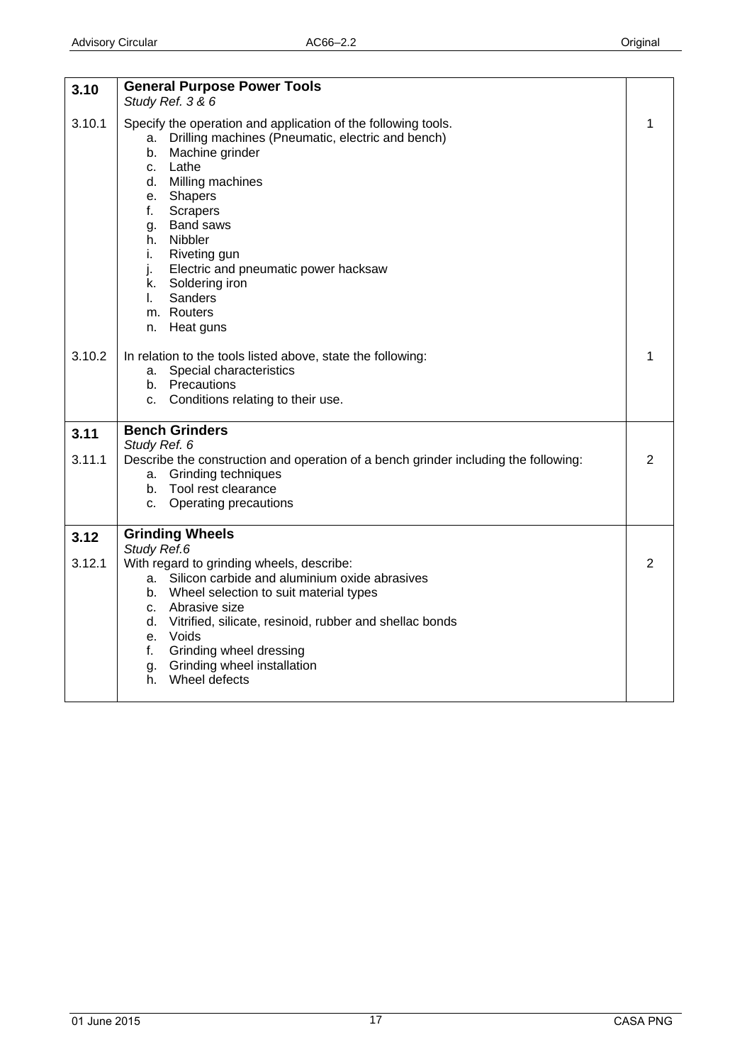| | | |
|---|---|---|
| **3.10** | **General Purpose Power Tools**<br>*Study Ref. 3 & 6* | |
| 3.10.1 | Specify the operation and application of the following tools.<br>a. Drilling machines (Pneumatic, electric and bench)<br>b. Machine grinder<br>c. Lathe<br>d. Milling machines<br>e. Shapers<br>f. Scrapers<br>g. Band saws<br>h. Nibbler<br>i. Riveting gun<br>j. Electric and pneumatic power hacksaw<br>k. Soldering iron<br>l. Sanders<br>m. Routers<br>n. Heat guns | 1 |
| 3.10.2 | In relation to the tools listed above, state the following:<br>a. Special characteristics<br>b. Precautions<br>c. Conditions relating to their use. | 1 |
| **3.11** | **Bench Grinders**<br>*Study Ref. 6* | |
| 3.11.1 | Describe the construction and operation of a bench grinder including the following:<br>a. Grinding techniques<br>b. Tool rest clearance<br>c. Operating precautions | 2 |
| **3.12** | **Grinding Wheels**<br>*Study Ref.6* | |
| 3.12.1 | With regard to grinding wheels, describe:<br>a. Silicon carbide and aluminium oxide abrasives<br>b. Wheel selection to suit material types<br>c. Abrasive size<br>d. Vitrified, silicate, resinoid, rubber and shellac bonds<br>e. Voids<br>f. Grinding wheel dressing<br>g. Grinding wheel installation<br>h. Wheel defects | 2 |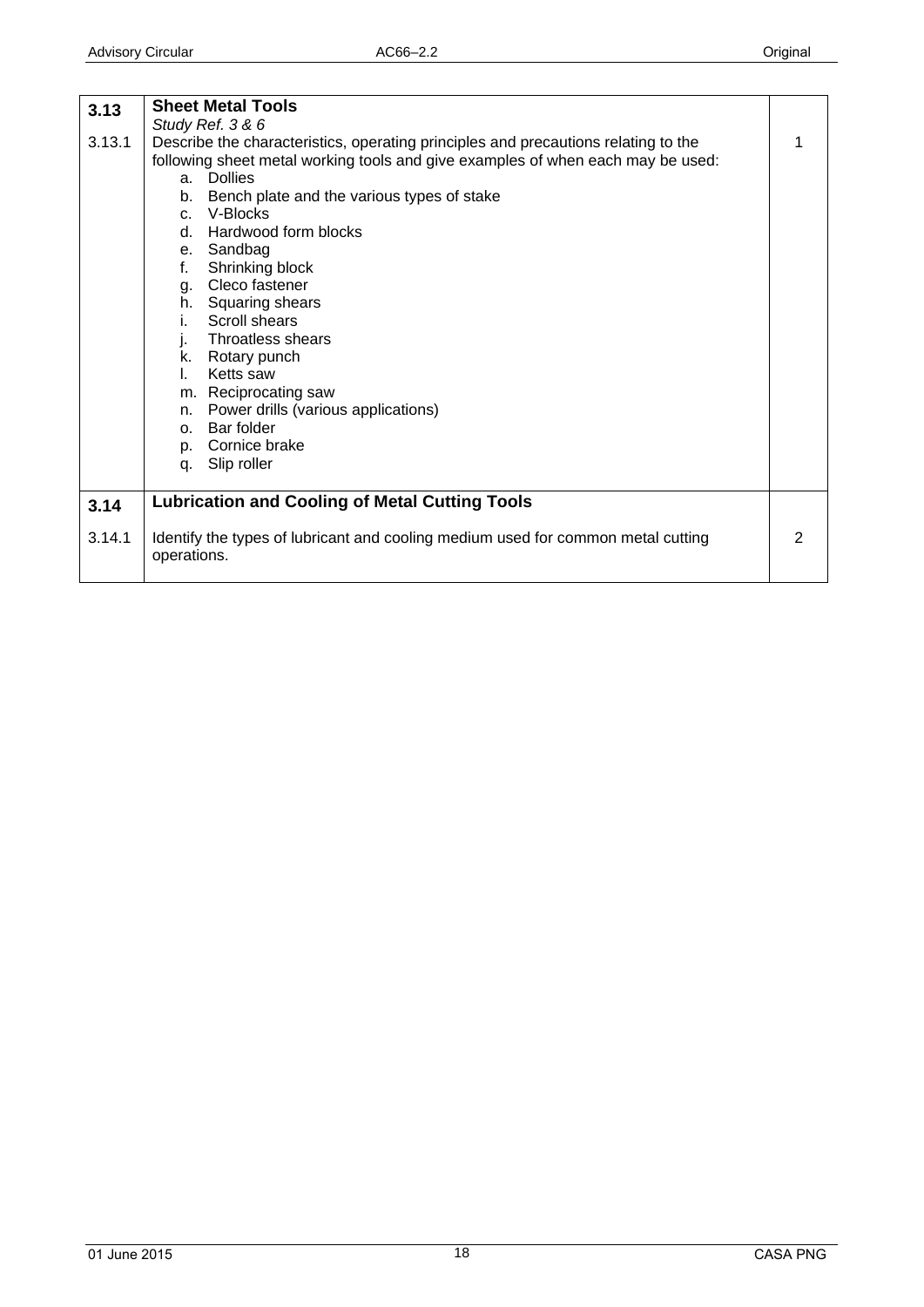| | | |
|---|---|---|
| **3.13** | **Sheet Metal Tools**<br>*Study Ref. 3 & 6* | |
| 3.13.1 | Describe the characteristics, operating principles and precautions relating to the following sheet metal working tools and give examples of when each may be used:<br>a. Dollies<br>b. Bench plate and the various types of stake<br>c. V-Blocks<br>d. Hardwood form blocks<br>e. Sandbag<br>f. Shrinking block<br>g. Cleco fastener<br>h. Squaring shears<br>i. Scroll shears<br>j. Throatless shears<br>k. Rotary punch<br>l. Ketts saw<br>m. Reciprocating saw<br>n. Power drills (various applications)<br>o. Bar folder<br>p. Cornice brake<br>q. Slip roller | 1 |
| **3.14** | **Lubrication and Cooling of Metal Cutting Tools** | |
| 3.14.1 | Identify the types of lubricant and cooling medium used for common metal cutting operations. | 2 |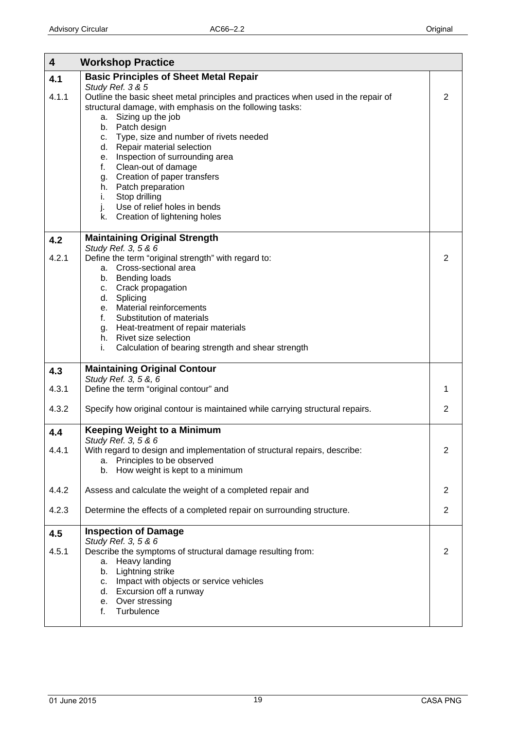| 4 | Workshop Practice | |
|---|---|---|
| **4.1** | **Basic Principles of Sheet Metal Repair** <br> *Study Ref. 3 & 5* | |
| 4.1.1 | Outline the basic sheet metal principles and practices when used in the repair of structural damage, with emphasis on the following tasks: <br> a. Sizing up the job <br> b. Patch design <br> c. Type, size and number of rivets needed <br> d. Repair material selection <br> e. Inspection of surrounding area <br> f. Clean-out of damage <br> g. Creation of paper transfers <br> h. Patch preparation <br> i. Stop drilling <br> j. Use of relief holes in bends <br> k. Creation of lightening holes | 2 |
| **4.2** | **Maintaining Original Strength** <br> *Study Ref. 3, 5 & 6* | |
| 4.2.1 | Define the term "original strength" with regard to: <br> a. Cross-sectional area <br> b. Bending loads <br> c. Crack propagation <br> d. Splicing <br> e. Material reinforcements <br> f. Substitution of materials <br> g. Heat-treatment of repair materials <br> h. Rivet size selection <br> i. Calculation of bearing strength and shear strength | 2 |
| **4.3** | **Maintaining Original Contour** <br> *Study Ref. 3, 5 &, 6* | |
| 4.3.1 | Define the term "original contour" and | 1 |
| 4.3.2 | Specify how original contour is maintained while carrying structural repairs. | 2 |
| **4.4** | **Keeping Weight to a Minimum** <br> *Study Ref. 3, 5 & 6* | |
| 4.4.1 | With regard to design and implementation of structural repairs, describe: <br> a. Principles to be observed <br> b. How weight is kept to a minimum | 2 |
| 4.4.2 | Assess and calculate the weight of a completed repair and | 2 |
| 4.2.3 | Determine the effects of a completed repair on surrounding structure. | 2 |
| **4.5** | **Inspection of Damage** <br> *Study Ref. 3, 5 & 6* | |
| 4.5.1 | Describe the symptoms of structural damage resulting from: <br> a. Heavy landing <br> b. Lightning strike <br> c. Impact with objects or service vehicles <br> d. Excursion off a runway <br> e. Over stressing <br> f. Turbulence | 2 |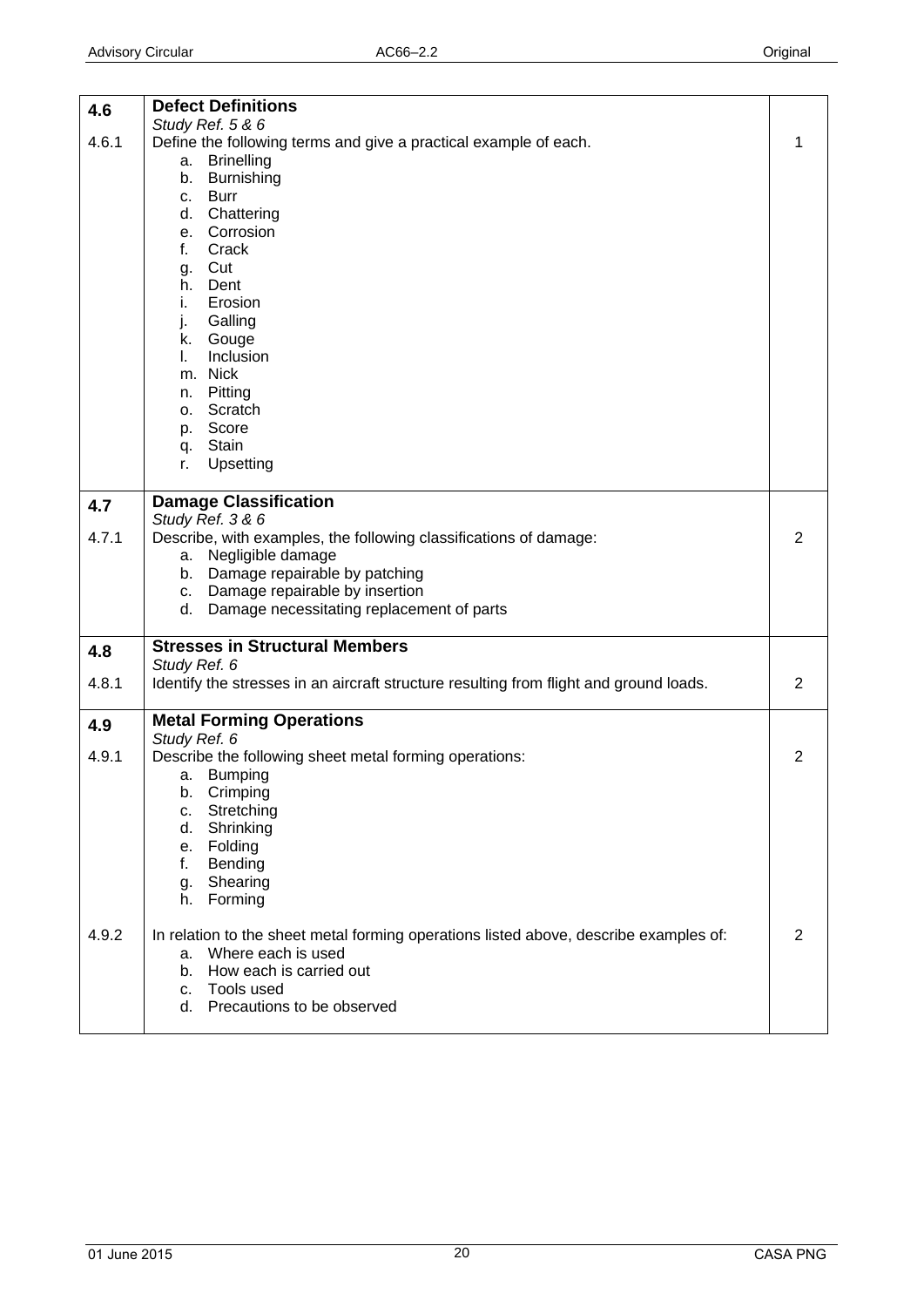| | | |
|---|---|---|
| **4.6** | **Defect Definitions**<br>*Study Ref. 5 & 6* | |
| 4.6.1 | Define the following terms and give a practical example of each.<br>a. Brinelling<br>b. Burnishing<br>c. Burr<br>d. Chattering<br>e. Corrosion<br>f. Crack<br>g. Cut<br>h. Dent<br>i. Erosion<br>j. Galling<br>k. Gouge<br>l. Inclusion<br>m. Nick<br>n. Pitting<br>o. Scratch<br>p. Score<br>q. Stain<br>r. Upsetting | 1 |
| **4.7** | **Damage Classification**<br>*Study Ref. 3 & 6* | |
| 4.7.1 | Describe, with examples, the following classifications of damage:<br>a. Negligible damage<br>b. Damage repairable by patching<br>c. Damage repairable by insertion<br>d. Damage necessitating replacement of parts | 2 |
| **4.8** | **Stresses in Structural Members**<br>*Study Ref. 6* | |
| 4.8.1 | Identify the stresses in an aircraft structure resulting from flight and ground loads. | 2 |
| **4.9** | **Metal Forming Operations**<br>*Study Ref. 6* | |
| 4.9.1 | Describe the following sheet metal forming operations:<br>a. Bumping<br>b. Crimping<br>c. Stretching<br>d. Shrinking<br>e. Folding<br>f. Bending<br>g. Shearing<br>h. Forming | 2 |
| 4.9.2 | In relation to the sheet metal forming operations listed above, describe examples of:<br>a. Where each is used<br>b. How each is carried out<br>c. Tools used<br>d. Precautions to be observed | 2 |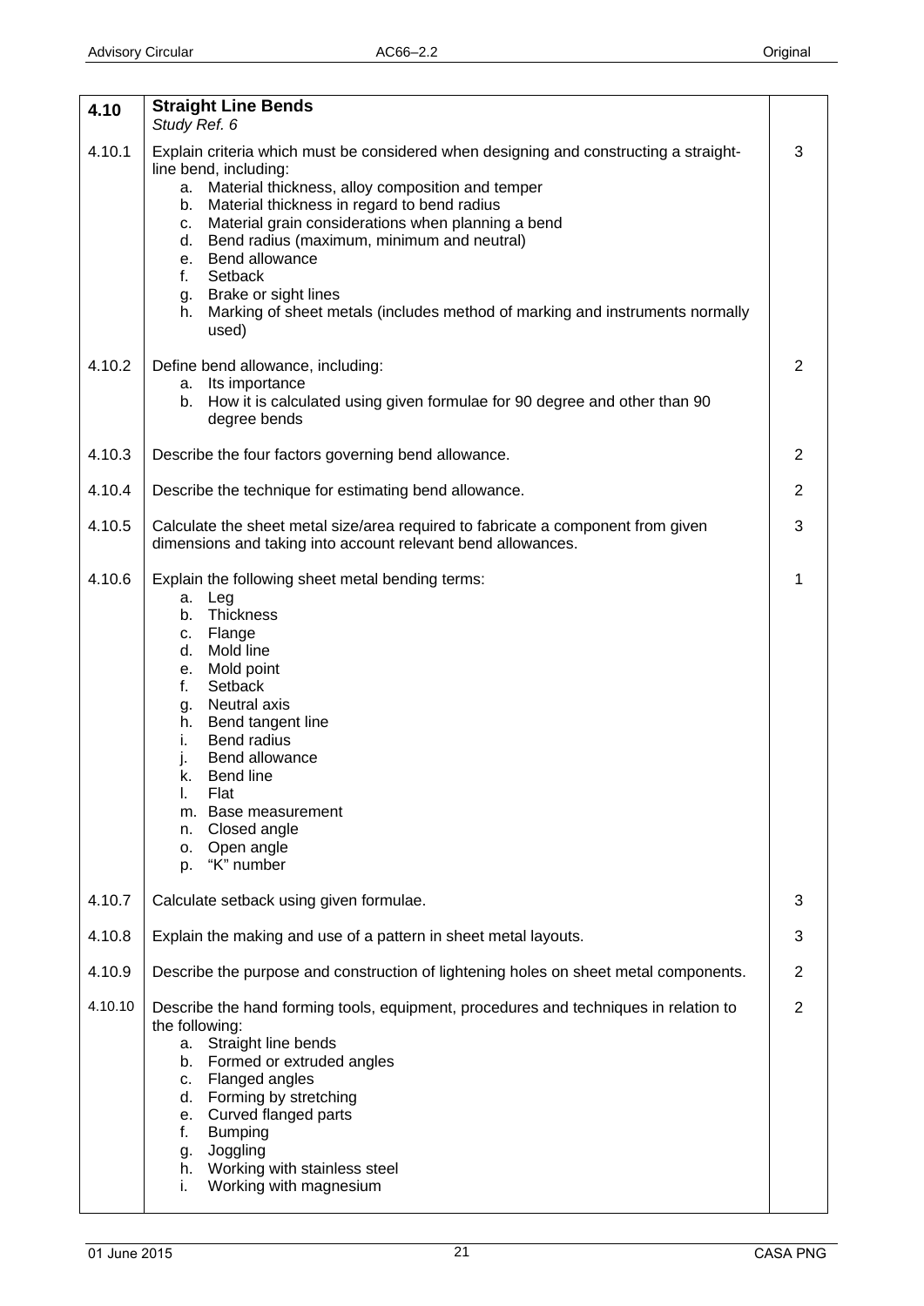| 4.10 | **Straight Line Bends**<br>*Study Ref. 6* | |
|---|---|---|
| 4.10.1 | Explain criteria which must be considered when designing and constructing a straight-line bend, including:<br>a. Material thickness, alloy composition and temper<br>b. Material thickness in regard to bend radius<br>c. Material grain considerations when planning a bend<br>d. Bend radius (maximum, minimum and neutral)<br>e. Bend allowance<br>f. Setback<br>g. Brake or sight lines<br>h. Marking of sheet metals (includes method of marking and instruments normally used) | 3 |
| 4.10.2 | Define bend allowance, including:<br>a. Its importance<br>b. How it is calculated using given formulae for 90 degree and other than 90 degree bends | 2 |
| 4.10.3 | Describe the four factors governing bend allowance. | 2 |
| 4.10.4 | Describe the technique for estimating bend allowance. | 2 |
| 4.10.5 | Calculate the sheet metal size/area required to fabricate a component from given dimensions and taking into account relevant bend allowances. | 3 |
| 4.10.6 | Explain the following sheet metal bending terms:<br>a. Leg<br>b. Thickness<br>c. Flange<br>d. Mold line<br>e. Mold point<br>f. Setback<br>g. Neutral axis<br>h. Bend tangent line<br>i. Bend radius<br>j. Bend allowance<br>k. Bend line<br>l. Flat<br>m. Base measurement<br>n. Closed angle<br>o. Open angle<br>p. "K" number | 1 |
| 4.10.7 | Calculate setback using given formulae. | 3 |
| 4.10.8 | Explain the making and use of a pattern in sheet metal layouts. | 3 |
| 4.10.9 | Describe the purpose and construction of lightening holes on sheet metal components. | 2 |
| 4.10.10 | Describe the hand forming tools, equipment, procedures and techniques in relation to the following:<br>a. Straight line bends<br>b. Formed or extruded angles<br>c. Flanged angles<br>d. Forming by stretching<br>e. Curved flanged parts<br>f. Bumping<br>g. Joggling<br>h. Working with stainless steel<br>i. Working with magnesium | 2 |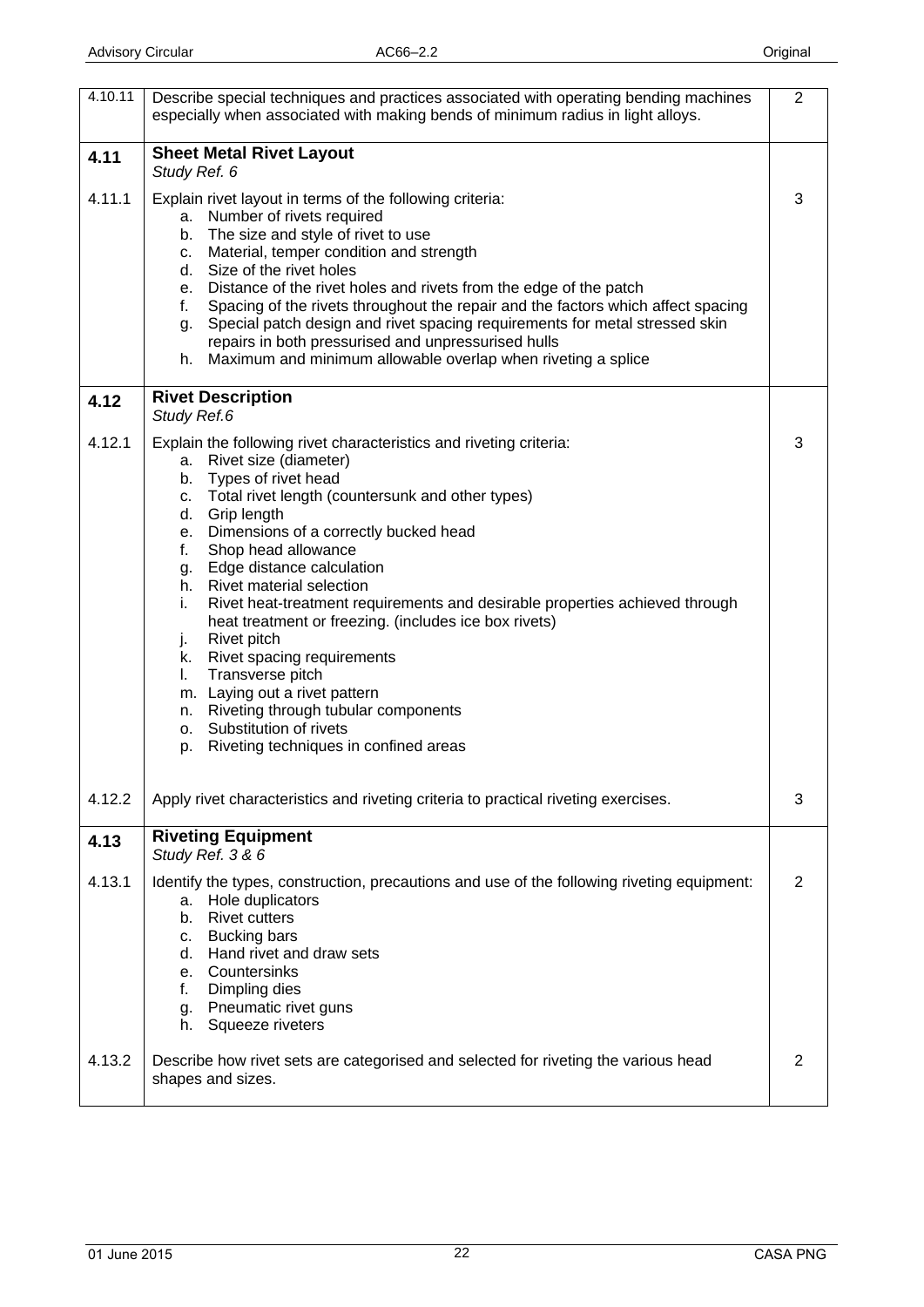| | | |
|---|---|---|
| 4.10.11 | Describe special techniques and practices associated with operating bending machines especially when associated with making bends of minimum radius in light alloys. | 2 |
| **4.11** | **Sheet Metal Rivet Layout**<br>*Study Ref. 6* | |
| 4.11.1 | Explain rivet layout in terms of the following criteria:<br>a. Number of rivets required<br>b. The size and style of rivet to use<br>c. Material, temper condition and strength<br>d. Size of the rivet holes<br>e. Distance of the rivet holes and rivets from the edge of the patch<br>f. Spacing of the rivets throughout the repair and the factors which affect spacing<br>g. Special patch design and rivet spacing requirements for metal stressed skin repairs in both pressurised and unpressurised hulls<br>h. Maximum and minimum allowable overlap when riveting a splice | 3 |
| **4.12** | **Rivet Description**<br>*Study Ref.6* | |
| 4.12.1 | Explain the following rivet characteristics and riveting criteria:<br>a. Rivet size (diameter)<br>b. Types of rivet head<br>c. Total rivet length (countersunk and other types)<br>d. Grip length<br>e. Dimensions of a correctly bucked head<br>f. Shop head allowance<br>g. Edge distance calculation<br>h. Rivet material selection<br>i. Rivet heat-treatment requirements and desirable properties achieved through heat treatment or freezing. (includes ice box rivets)<br>j. Rivet pitch<br>k. Rivet spacing requirements<br>l. Transverse pitch<br>m. Laying out a rivet pattern<br>n. Riveting through tubular components<br>o. Substitution of rivets<br>p. Riveting techniques in confined areas | 3 |
| 4.12.2 | Apply rivet characteristics and riveting criteria to practical riveting exercises. | 3 |
| **4.13** | **Riveting Equipment**<br>*Study Ref. 3 & 6* | |
| 4.13.1 | Identify the types, construction, precautions and use of the following riveting equipment:<br>a. Hole duplicators<br>b. Rivet cutters<br>c. Bucking bars<br>d. Hand rivet and draw sets<br>e. Countersinks<br>f. Dimpling dies<br>g. Pneumatic rivet guns<br>h. Squeeze riveters | 2 |
| 4.13.2 | Describe how rivet sets are categorised and selected for riveting the various head shapes and sizes. | 2 |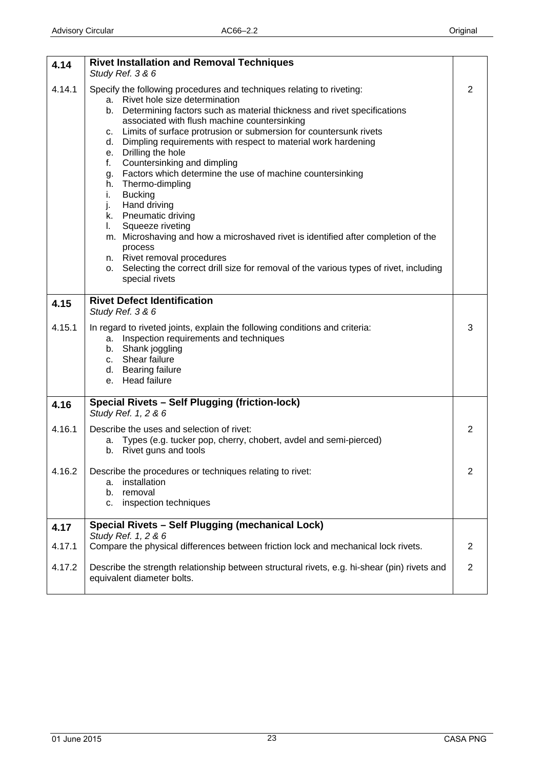| | | |
|---|---|---|
| **4.14** | **Rivet Installation and Removal Techniques**<br>*Study Ref. 3 & 6* | |
| 4.14.1 | Specify the following procedures and techniques relating to riveting:<br>a. Rivet hole size determination<br>b. Determining factors such as material thickness and rivet specifications associated with flush machine countersinking<br>c. Limits of surface protrusion or submersion for countersunk rivets<br>d. Dimpling requirements with respect to material work hardening<br>e. Drilling the hole<br>f. Countersinking and dimpling<br>g. Factors which determine the use of machine countersinking<br>h. Thermo-dimpling<br>i. Bucking<br>j. Hand driving<br>k. Pneumatic driving<br>l. Squeeze riveting<br>m. Microshaving and how a microshaved rivet is identified after completion of the process<br>n. Rivet removal procedures<br>o. Selecting the correct drill size for removal of the various types of rivet, including special rivets | 2 |
| **4.15** | **Rivet Defect Identification**<br>*Study Ref. 3 & 6* | |
| 4.15.1 | In regard to riveted joints, explain the following conditions and criteria:<br>a. Inspection requirements and techniques<br>b. Shank joggling<br>c. Shear failure<br>d. Bearing failure<br>e. Head failure | 3 |
| **4.16** | **Special Rivets – Self Plugging (friction-lock)**<br>*Study Ref. 1, 2 & 6* | |
| 4.16.1 | Describe the uses and selection of rivet:<br>a. Types (e.g. tucker pop, cherry, chobert, avdel and semi-pierced)<br>b. Rivet guns and tools | 2 |
| 4.16.2 | Describe the procedures or techniques relating to rivet:<br>a. installation<br>b. removal<br>c. inspection techniques | 2 |
| **4.17** | **Special Rivets – Self Plugging (mechanical Lock)**<br>*Study Ref. 1, 2 & 6* | |
| 4.17.1 | Compare the physical differences between friction lock and mechanical lock rivets. | 2 |
| 4.17.2 | Describe the strength relationship between structural rivets, e.g. hi-shear (pin) rivets and equivalent diameter bolts. | 2 |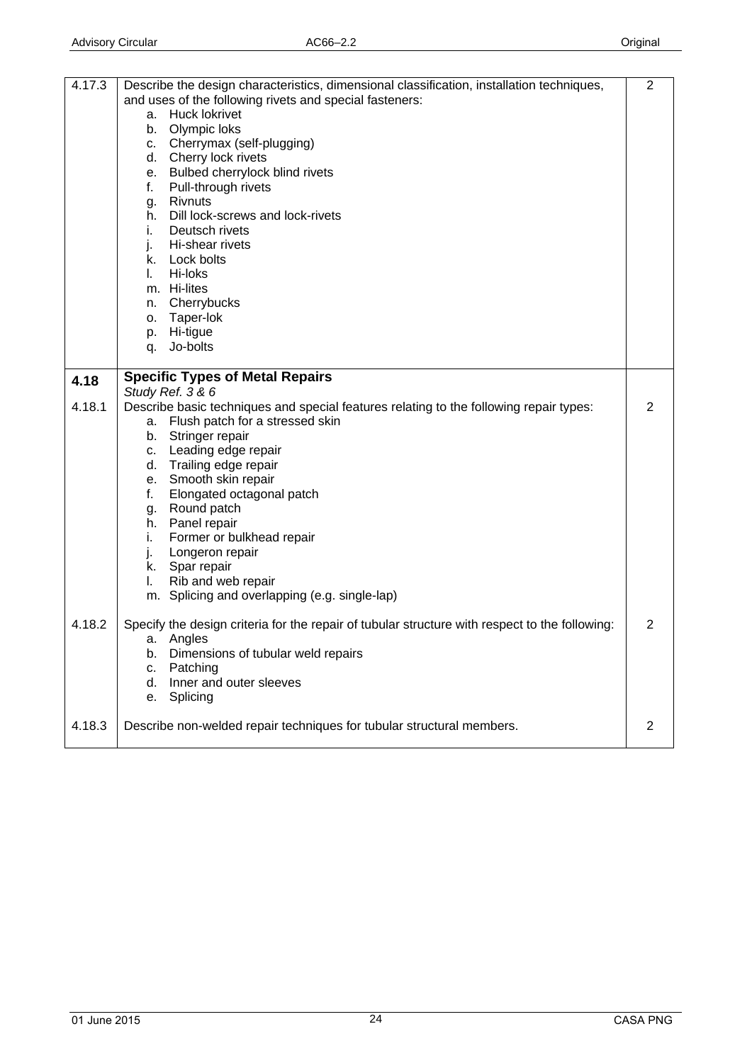| | | |
|---|---|---|
| 4.17.3 | Describe the design characteristics, dimensional classification, installation techniques, and uses of the following rivets and special fasteners:<br>a. Huck lokrivet<br>b. Olympic loks<br>c. Cherrymax (self-plugging)<br>d. Cherry lock rivets<br>e. Bulbed cherrylock blind rivets<br>f. Pull-through rivets<br>g. Rivnuts<br>h. Dill lock-screws and lock-rivets<br>i. Deutsch rivets<br>j. Hi-shear rivets<br>k. Lock bolts<br>l. Hi-loks<br>m. Hi-lites<br>n. Cherrybucks<br>o. Taper-lok<br>p. Hi-tigue<br>q. Jo-bolts | 2 |
| **4.18** | **Specific Types of Metal Repairs**<br>*Study Ref. 3 & 6* | |
| 4.18.1 | Describe basic techniques and special features relating to the following repair types:<br>a. Flush patch for a stressed skin<br>b. Stringer repair<br>c. Leading edge repair<br>d. Trailing edge repair<br>e. Smooth skin repair<br>f. Elongated octagonal patch<br>g. Round patch<br>h. Panel repair<br>i. Former or bulkhead repair<br>j. Longeron repair<br>k. Spar repair<br>l. Rib and web repair<br>m. Splicing and overlapping (e.g. single-lap) | 2 |
| 4.18.2 | Specify the design criteria for the repair of tubular structure with respect to the following:<br>a. Angles<br>b. Dimensions of tubular weld repairs<br>c. Patching<br>d. Inner and outer sleeves<br>e. Splicing | 2 |
| 4.18.3 | Describe non-welded repair techniques for tubular structural members. | 2 |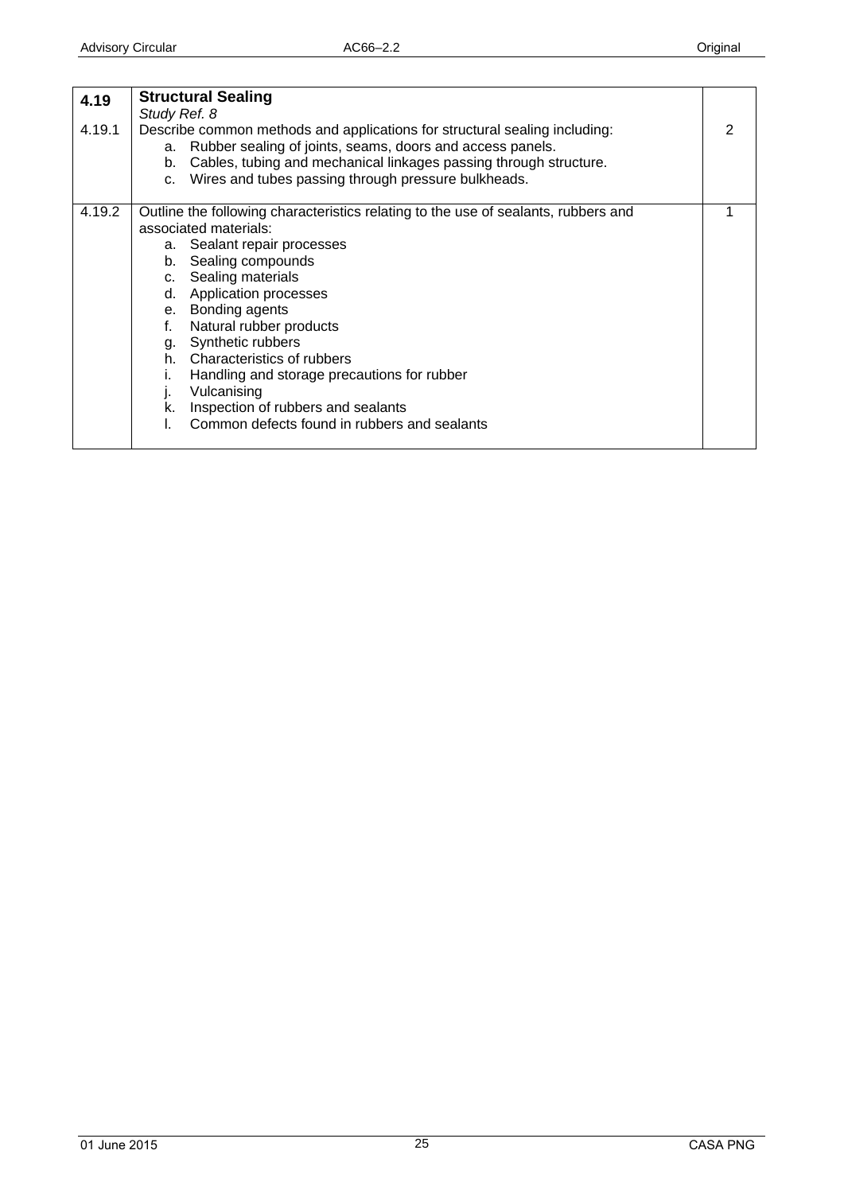| | | |
|---|---|---|
| **4.19** | **Structural Sealing**<br>*Study Ref. 8* | |
| 4.19.1 | Describe common methods and applications for structural sealing including:<br>a. Rubber sealing of joints, seams, doors and access panels.<br>b. Cables, tubing and mechanical linkages passing through structure.<br>c. Wires and tubes passing through pressure bulkheads. | 2 |
| 4.19.2 | Outline the following characteristics relating to the use of sealants, rubbers and associated materials:<br>a. Sealant repair processes<br>b. Sealing compounds<br>c. Sealing materials<br>d. Application processes<br>e. Bonding agents<br>f. Natural rubber products<br>g. Synthetic rubbers<br>h. Characteristics of rubbers<br>i. Handling and storage precautions for rubber<br>j. Vulcanising<br>k. Inspection of rubbers and sealants<br>l. Common defects found in rubbers and sealants | 1 |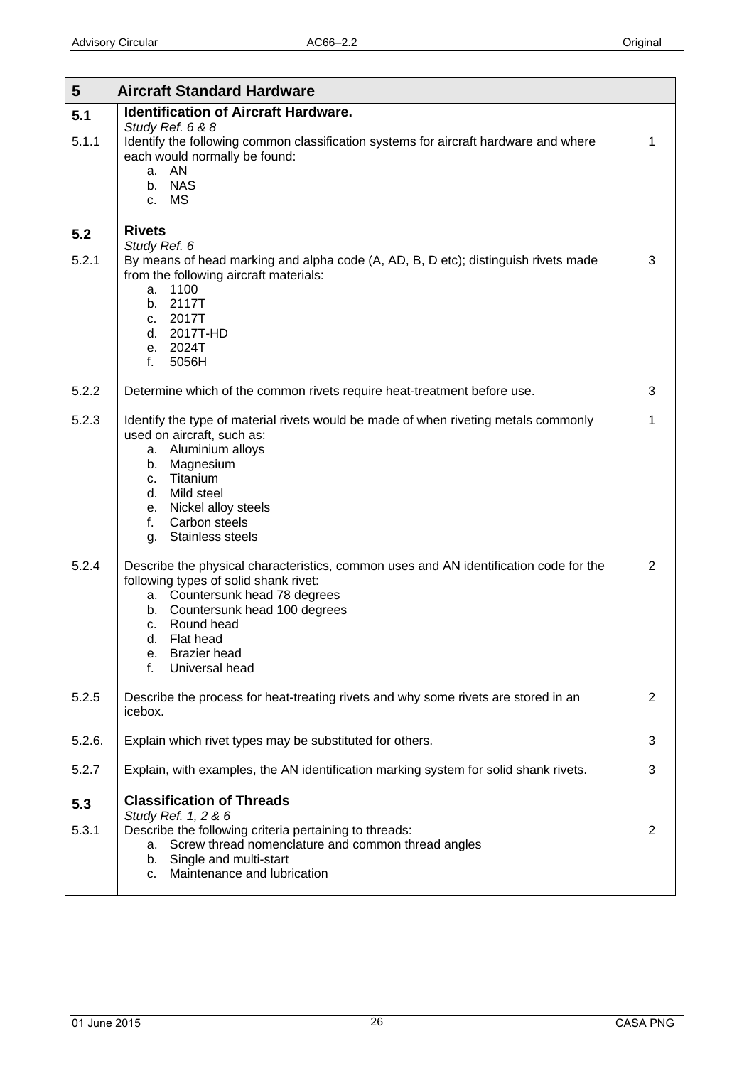| 5 | Aircraft Standard Hardware | |
|---|---|---|
| **5.1** | **Identification of Aircraft Hardware.**<br>*Study Ref. 6 & 8* | |
| 5.1.1 | Identify the following common classification systems for aircraft hardware and where each would normally be found:<br>a. AN<br>b. NAS<br>c. MS | 1 |
| **5.2** | **Rivets**<br>*Study Ref. 6* | |
| 5.2.1 | By means of head marking and alpha code (A, AD, B, D etc); distinguish rivets made from the following aircraft materials:<br>a. 1100<br>b. 2117T<br>c. 2017T<br>d. 2017T-HD<br>e. 2024T<br>f. 5056H | 3 |
| 5.2.2 | Determine which of the common rivets require heat-treatment before use. | 3 |
| 5.2.3 | Identify the type of material rivets would be made of when riveting metals commonly used on aircraft, such as:<br>a. Aluminium alloys<br>b. Magnesium<br>c. Titanium<br>d. Mild steel<br>e. Nickel alloy steels<br>f. Carbon steels<br>g. Stainless steels | 1 |
| 5.2.4 | Describe the physical characteristics, common uses and AN identification code for the following types of solid shank rivet:<br>a. Countersunk head 78 degrees<br>b. Countersunk head 100 degrees<br>c. Round head<br>d. Flat head<br>e. Brazier head<br>f. Universal head | 2 |
| 5.2.5 | Describe the process for heat-treating rivets and why some rivets are stored in an icebox. | 2 |
| 5.2.6. | Explain which rivet types may be substituted for others. | 3 |
| 5.2.7 | Explain, with examples, the AN identification marking system for solid shank rivets. | 3 |
| **5.3** | **Classification of Threads**<br>*Study Ref. 1, 2 & 6* | |
| 5.3.1 | Describe the following criteria pertaining to threads:<br>a. Screw thread nomenclature and common thread angles<br>b. Single and multi-start<br>c. Maintenance and lubrication | 2 |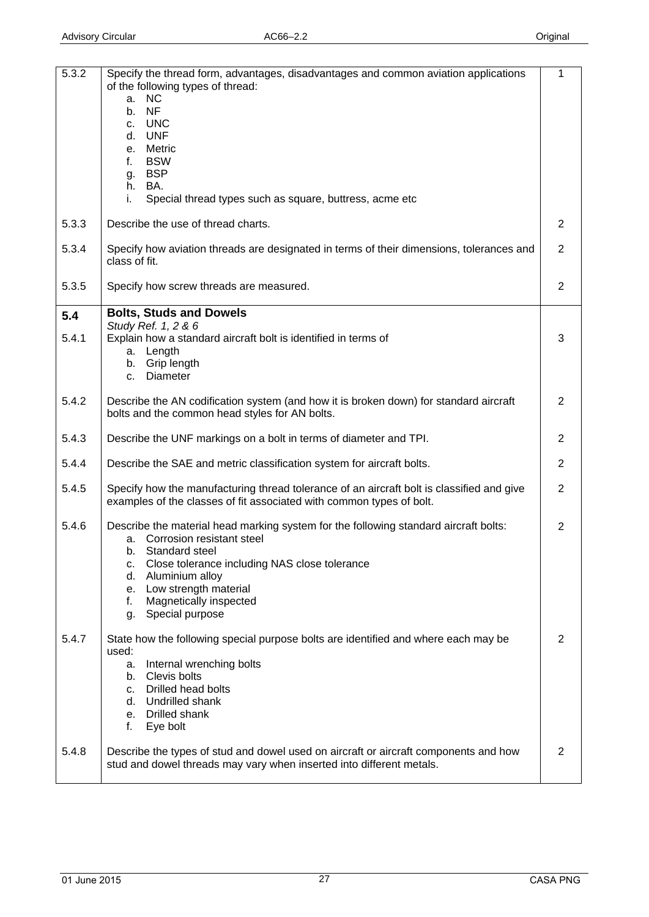| | | |
|---|---|---|
| 5.3.2 | Specify the thread form, advantages, disadvantages and common aviation applications of the following types of thread:<br>a. NC<br>b. NF<br>c. UNC<br>d. UNF<br>e. Metric<br>f. BSW<br>g. BSP<br>h. BA.<br>i. Special thread types such as square, buttress, acme etc | 1 |
| 5.3.3 | Describe the use of thread charts. | 2 |
| 5.3.4 | Specify how aviation threads are designated in terms of their dimensions, tolerances and class of fit. | 2 |
| 5.3.5 | Specify how screw threads are measured. | 2 |
| **5.4** | **Bolts, Studs and Dowels**<br>*Study Ref. 1, 2 & 6* | |
| 5.4.1 | Explain how a standard aircraft bolt is identified in terms of<br>a. Length<br>b. Grip length<br>c. Diameter | 3 |
| 5.4.2 | Describe the AN codification system (and how it is broken down) for standard aircraft bolts and the common head styles for AN bolts. | 2 |
| 5.4.3 | Describe the UNF markings on a bolt in terms of diameter and TPI. | 2 |
| 5.4.4 | Describe the SAE and metric classification system for aircraft bolts. | 2 |
| 5.4.5 | Specify how the manufacturing thread tolerance of an aircraft bolt is classified and give examples of the classes of fit associated with common types of bolt. | 2 |
| 5.4.6 | Describe the material head marking system for the following standard aircraft bolts:<br>a. Corrosion resistant steel<br>b. Standard steel<br>c. Close tolerance including NAS close tolerance<br>d. Aluminium alloy<br>e. Low strength material<br>f. Magnetically inspected<br>g. Special purpose | 2 |
| 5.4.7 | State how the following special purpose bolts are identified and where each may be used:<br>a. Internal wrenching bolts<br>b. Clevis bolts<br>c. Drilled head bolts<br>d. Undrilled shank<br>e. Drilled shank<br>f. Eye bolt | 2 |
| 5.4.8 | Describe the types of stud and dowel used on aircraft or aircraft components and how stud and dowel threads may vary when inserted into different metals. | 2 |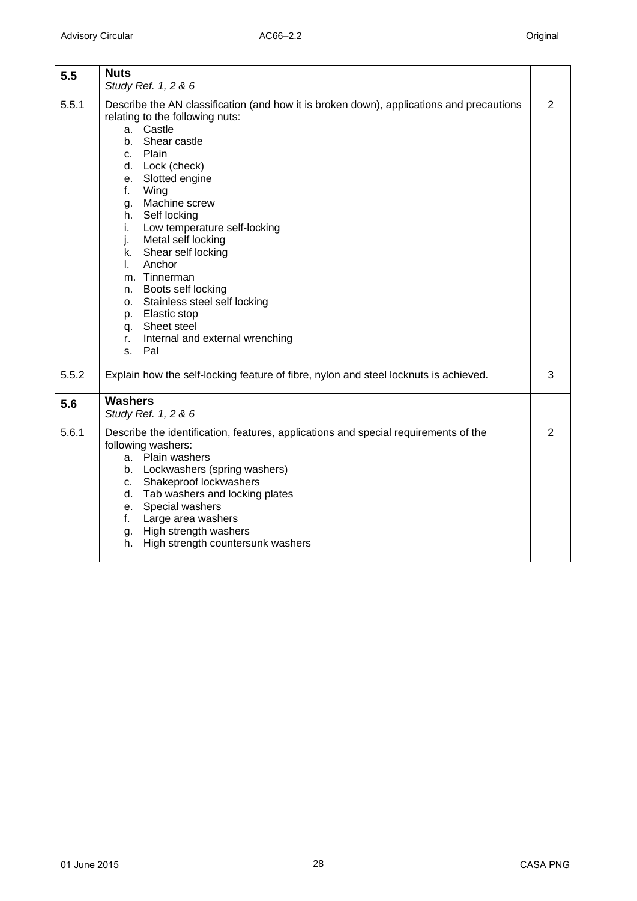| | | |
|---|---|---|
| **5.5** | **Nuts**<br>*Study Ref. 1, 2 & 6* | |
| 5.5.1 | Describe the AN classification (and how it is broken down), applications and precautions relating to the following nuts:<br>a. Castle<br>b. Shear castle<br>c. Plain<br>d. Lock (check)<br>e. Slotted engine<br>f. Wing<br>g. Machine screw<br>h. Self locking<br>i. Low temperature self-locking<br>j. Metal self locking<br>k. Shear self locking<br>l. Anchor<br>m. Tinnerman<br>n. Boots self locking<br>o. Stainless steel self locking<br>p. Elastic stop<br>q. Sheet steel<br>r. Internal and external wrenching<br>s. Pal | 2 |
| 5.5.2 | Explain how the self-locking feature of fibre, nylon and steel locknuts is achieved. | 3 |
| **5.6** | **Washers**<br>*Study Ref. 1, 2 & 6* | |
| 5.6.1 | Describe the identification, features, applications and special requirements of the following washers:<br>a. Plain washers<br>b. Lockwashers (spring washers)<br>c. Shakeproof lockwashers<br>d. Tab washers and locking plates<br>e. Special washers<br>f. Large area washers<br>g. High strength washers<br>h. High strength countersunk washers | 2 |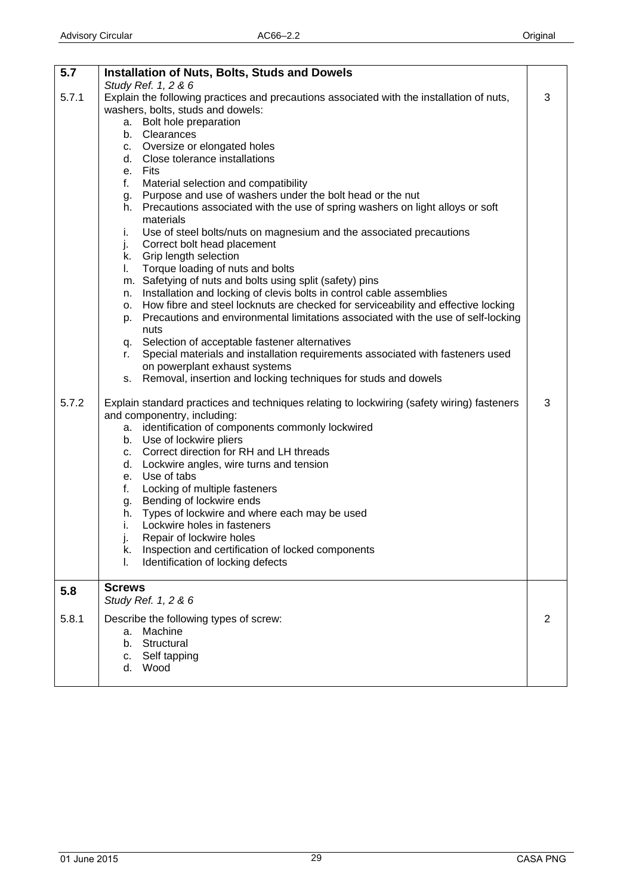| | | |
|---|---|---|
| **5.7** | **Installation of Nuts, Bolts, Studs and Dowels**<br>*Study Ref. 1, 2 & 6* | |
| 5.7.1 | Explain the following practices and precautions associated with the installation of nuts, washers, bolts, studs and dowels:<br>a. Bolt hole preparation<br>b. Clearances<br>c. Oversize or elongated holes<br>d. Close tolerance installations<br>e. Fits<br>f. Material selection and compatibility<br>g. Purpose and use of washers under the bolt head or the nut<br>h. Precautions associated with the use of spring washers on light alloys or soft materials<br>i. Use of steel bolts/nuts on magnesium and the associated precautions<br>j. Correct bolt head placement<br>k. Grip length selection<br>l. Torque loading of nuts and bolts<br>m. Safetying of nuts and bolts using split (safety) pins<br>n. Installation and locking of clevis bolts in control cable assemblies<br>o. How fibre and steel locknuts are checked for serviceability and effective locking<br>p. Precautions and environmental limitations associated with the use of self-locking nuts<br>q. Selection of acceptable fastener alternatives<br>r. Special materials and installation requirements associated with fasteners used on powerplant exhaust systems<br>s. Removal, insertion and locking techniques for studs and dowels | 3 |
| 5.7.2 | Explain standard practices and techniques relating to lockwiring (safety wiring) fasteners and componentry, including:<br>a. identification of components commonly lockwired<br>b. Use of lockwire pliers<br>c. Correct direction for RH and LH threads<br>d. Lockwire angles, wire turns and tension<br>e. Use of tabs<br>f. Locking of multiple fasteners<br>g. Bending of lockwire ends<br>h. Types of lockwire and where each may be used<br>i. Lockwire holes in fasteners<br>j. Repair of lockwire holes<br>k. Inspection and certification of locked components<br>l. Identification of locking defects | 3 |
| **5.8** | **Screws**<br>*Study Ref. 1, 2 & 6* | |
| 5.8.1 | Describe the following types of screw:<br>a. Machine<br>b. Structural<br>c. Self tapping<br>d. Wood | 2 |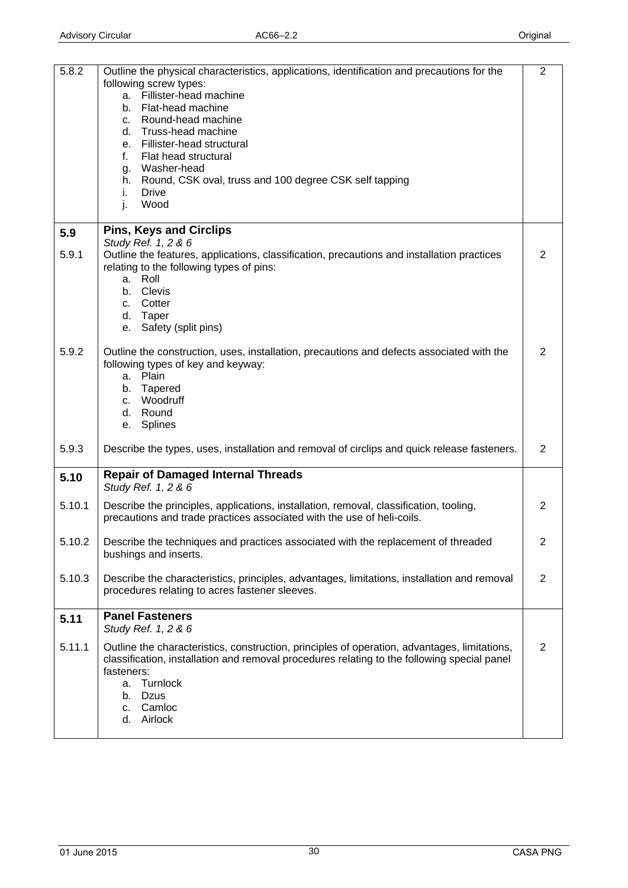| | | |
|---|---|---|
| 5.8.2 | Outline the physical characteristics, applications, identification and precautions for the following screw types:<br>a. Fillister-head machine<br>b. Flat-head machine<br>c. Round-head machine<br>d. Truss-head machine<br>e. Fillister-head structural<br>f. Flat head structural<br>g. Washer-head<br>h. Round, CSK oval, truss and 100 degree CSK self tapping<br>i. Drive<br>j. Wood | 2 |
| **5.9** | **Pins, Keys and Circlips**<br>*Study Ref. 1, 2 & 6* | |
| 5.9.1 | Outline the features, applications, classification, precautions and installation practices relating to the following types of pins:<br>a. Roll<br>b. Clevis<br>c. Cotter<br>d. Taper<br>e. Safety (split pins) | 2 |
| 5.9.2 | Outline the construction, uses, installation, precautions and defects associated with the following types of key and keyway:<br>a. Plain<br>b. Tapered<br>c. Woodruff<br>d. Round<br>e. Splines | 2 |
| 5.9.3 | Describe the types, uses, installation and removal of circlips and quick release fasteners. | 2 |
| **5.10** | **Repair of Damaged Internal Threads**<br>*Study Ref. 1, 2 & 6* | |
| 5.10.1 | Describe the principles, applications, installation, removal, classification, tooling, precautions and trade practices associated with the use of heli-coils. | 2 |
| 5.10.2 | Describe the techniques and practices associated with the replacement of threaded bushings and inserts. | 2 |
| 5.10.3 | Describe the characteristics, principles, advantages, limitations, installation and removal procedures relating to acres fastener sleeves. | 2 |
| **5.11** | **Panel Fasteners**<br>*Study Ref. 1, 2 & 6* | |
| 5.11.1 | Outline the characteristics, construction, principles of operation, advantages, limitations, classification, installation and removal procedures relating to the following special panel fasteners:<br>a. Turnlock<br>b. Dzus<br>c. Camloc<br>d. Airlock | 2 |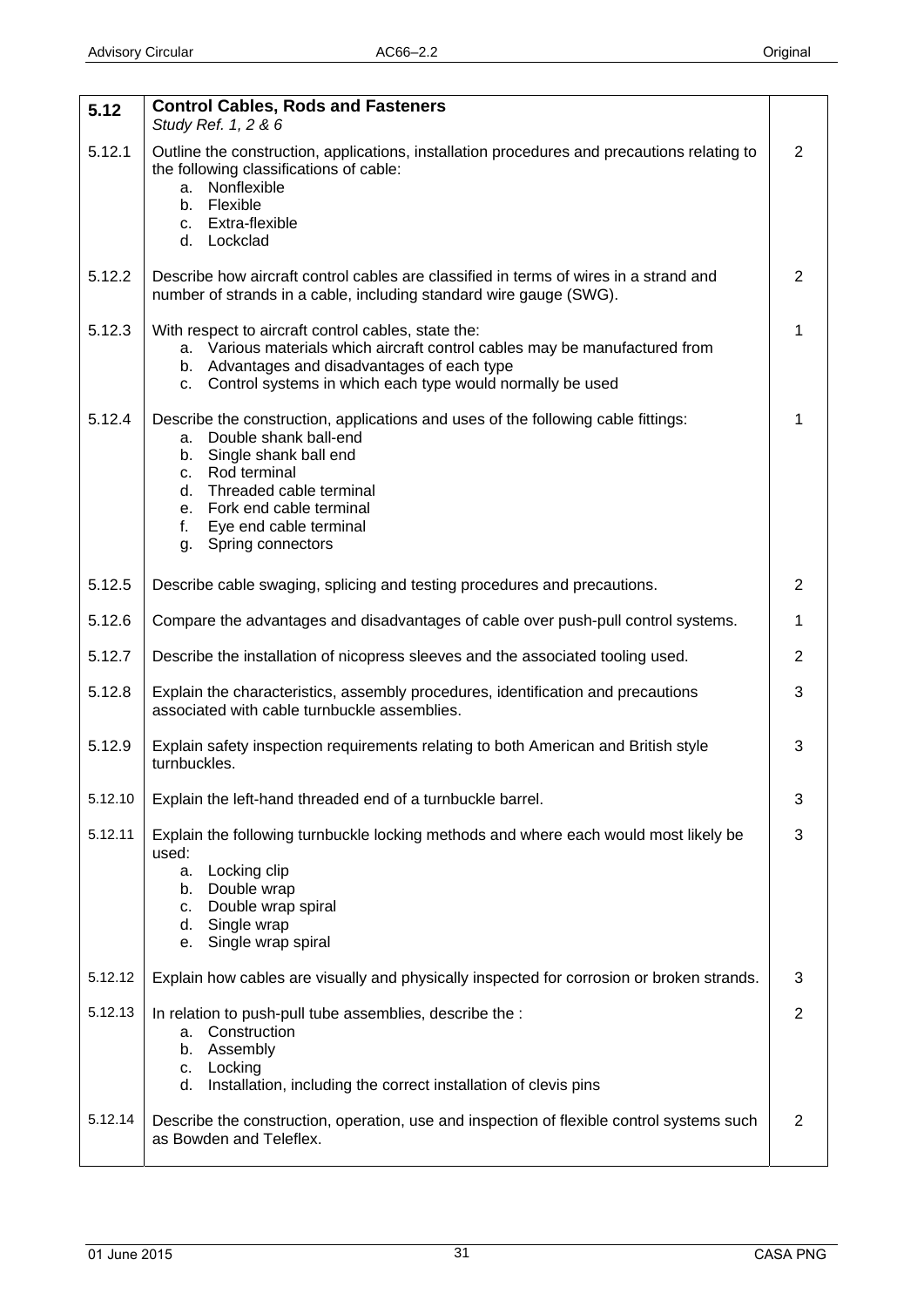| 5.12 | **Control Cables, Rods and Fasteners** *Study Ref. 1, 2 & 6* | |
|---|---|---|
| 5.12.1 | Outline the construction, applications, installation procedures and precautions relating to the following classifications of cable: a. Nonflexible b. Flexible c. Extra-flexible d. Lockclad | 2 |
| 5.12.2 | Describe how aircraft control cables are classified in terms of wires in a strand and number of strands in a cable, including standard wire gauge (SWG). | 2 |
| 5.12.3 | With respect to aircraft control cables, state the: a. Various materials which aircraft control cables may be manufactured from b. Advantages and disadvantages of each type c. Control systems in which each type would normally be used | 1 |
| 5.12.4 | Describe the construction, applications and uses of the following cable fittings: a. Double shank ball-end b. Single shank ball end c. Rod terminal d. Threaded cable terminal e. Fork end cable terminal f. Eye end cable terminal g. Spring connectors | 1 |
| 5.12.5 | Describe cable swaging, splicing and testing procedures and precautions. | 2 |
| 5.12.6 | Compare the advantages and disadvantages of cable over push-pull control systems. | 1 |
| 5.12.7 | Describe the installation of nicopress sleeves and the associated tooling used. | 2 |
| 5.12.8 | Explain the characteristics, assembly procedures, identification and precautions associated with cable turnbuckle assemblies. | 3 |
| 5.12.9 | Explain safety inspection requirements relating to both American and British style turnbuckles. | 3 |
| 5.12.10 | Explain the left-hand threaded end of a turnbuckle barrel. | 3 |
| 5.12.11 | Explain the following turnbuckle locking methods and where each would most likely be used: a. Locking clip b. Double wrap c. Double wrap spiral d. Single wrap e. Single wrap spiral | 3 |
| 5.12.12 | Explain how cables are visually and physically inspected for corrosion or broken strands. | 3 |
| 5.12.13 | In relation to push-pull tube assemblies, describe the : a. Construction b. Assembly c. Locking d. Installation, including the correct installation of clevis pins | 2 |
| 5.12.14 | Describe the construction, operation, use and inspection of flexible control systems such as Bowden and Teleflex. | 2 |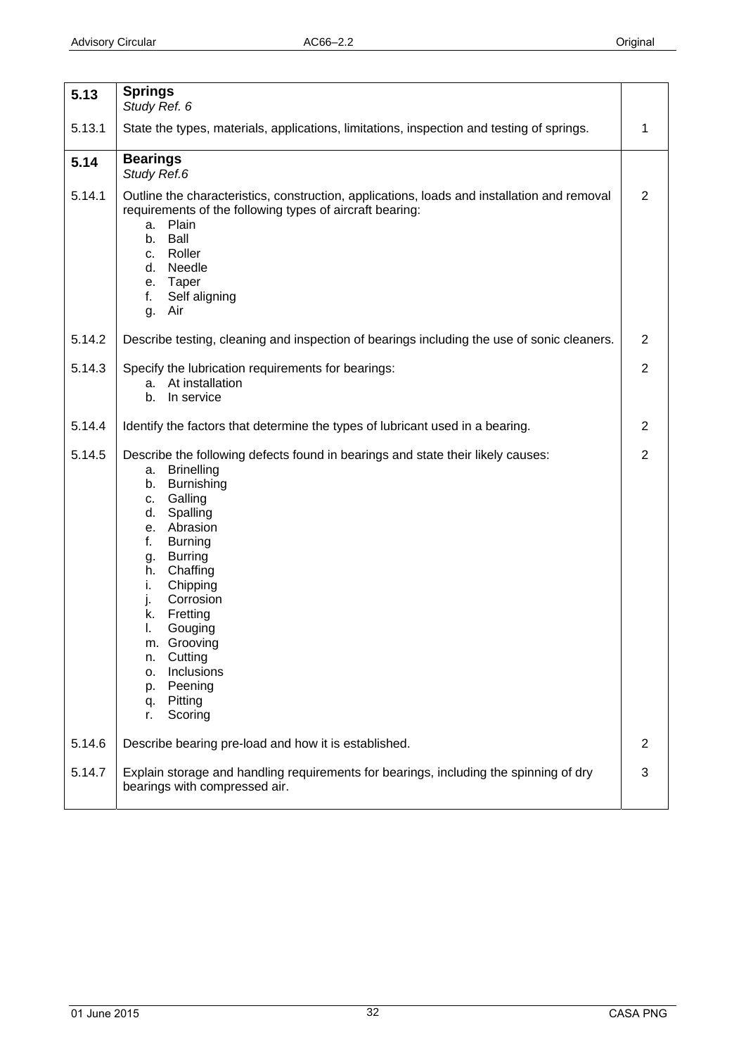| | | |
|---|---|---|
| **5.13** | **Springs**<br>*Study Ref. 6* | |
| 5.13.1 | State the types, materials, applications, limitations, inspection and testing of springs. | 1 |
| **5.14** | **Bearings**<br>*Study Ref.6* | |
| 5.14.1 | Outline the characteristics, construction, applications, loads and installation and removal requirements of the following types of aircraft bearing:<br>a. Plain<br>b. Ball<br>c. Roller<br>d. Needle<br>e. Taper<br>f. Self aligning<br>g. Air | 2 |
| 5.14.2 | Describe testing, cleaning and inspection of bearings including the use of sonic cleaners. | 2 |
| 5.14.3 | Specify the lubrication requirements for bearings:<br>a. At installation<br>b. In service | 2 |
| 5.14.4 | Identify the factors that determine the types of lubricant used in a bearing. | 2 |
| 5.14.5 | Describe the following defects found in bearings and state their likely causes:<br>a. Brinelling<br>b. Burnishing<br>c. Galling<br>d. Spalling<br>e. Abrasion<br>f. Burning<br>g. Burring<br>h. Chaffing<br>i. Chipping<br>j. Corrosion<br>k. Fretting<br>l. Gouging<br>m. Grooving<br>n. Cutting<br>o. Inclusions<br>p. Peening<br>q. Pitting<br>r. Scoring | 2 |
| 5.14.6 | Describe bearing pre-load and how it is established. | 2 |
| 5.14.7 | Explain storage and handling requirements for bearings, including the spinning of dry bearings with compressed air. | 3 |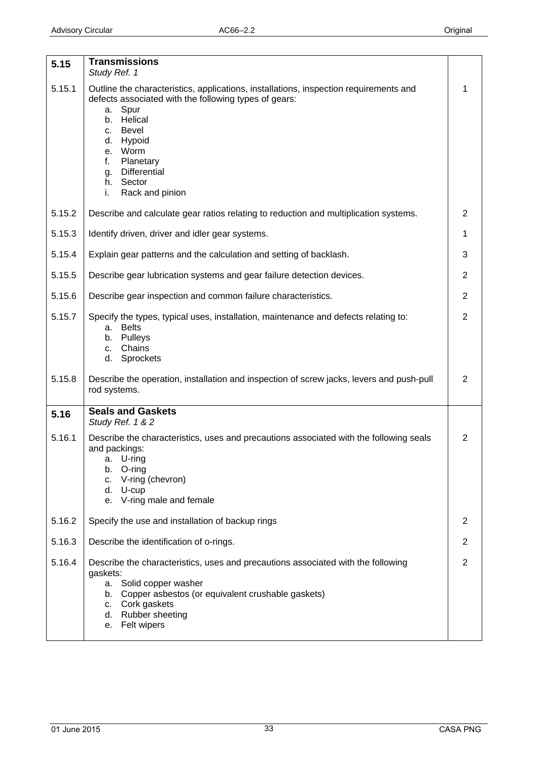| | | |
|---|---|---|
| **5.15** | **Transmissions**<br>*Study Ref. 1* | |
| 5.15.1 | Outline the characteristics, applications, installations, inspection requirements and defects associated with the following types of gears:<br>a. Spur<br>b. Helical<br>c. Bevel<br>d. Hypoid<br>e. Worm<br>f. Planetary<br>g. Differential<br>h. Sector<br>i. Rack and pinion | 1 |
| 5.15.2 | Describe and calculate gear ratios relating to reduction and multiplication systems. | 2 |
| 5.15.3 | Identify driven, driver and idler gear systems. | 1 |
| 5.15.4 | Explain gear patterns and the calculation and setting of backlash. | 3 |
| 5.15.5 | Describe gear lubrication systems and gear failure detection devices. | 2 |
| 5.15.6 | Describe gear inspection and common failure characteristics. | 2 |
| 5.15.7 | Specify the types, typical uses, installation, maintenance and defects relating to:<br>a. Belts<br>b. Pulleys<br>c. Chains<br>d. Sprockets | 2 |
| 5.15.8 | Describe the operation, installation and inspection of screw jacks, levers and push-pull rod systems. | 2 |
| **5.16** | **Seals and Gaskets**<br>*Study Ref. 1 & 2* | |
| 5.16.1 | Describe the characteristics, uses and precautions associated with the following seals and packings:<br>a. U-ring<br>b. O-ring<br>c. V-ring (chevron)<br>d. U-cup<br>e. V-ring male and female | 2 |
| 5.16.2 | Specify the use and installation of backup rings | 2 |
| 5.16.3 | Describe the identification of o-rings. | 2 |
| 5.16.4 | Describe the characteristics, uses and precautions associated with the following gaskets:<br>a. Solid copper washer<br>b. Copper asbestos (or equivalent crushable gaskets)<br>c. Cork gaskets<br>d. Rubber sheeting<br>e. Felt wipers | 2 |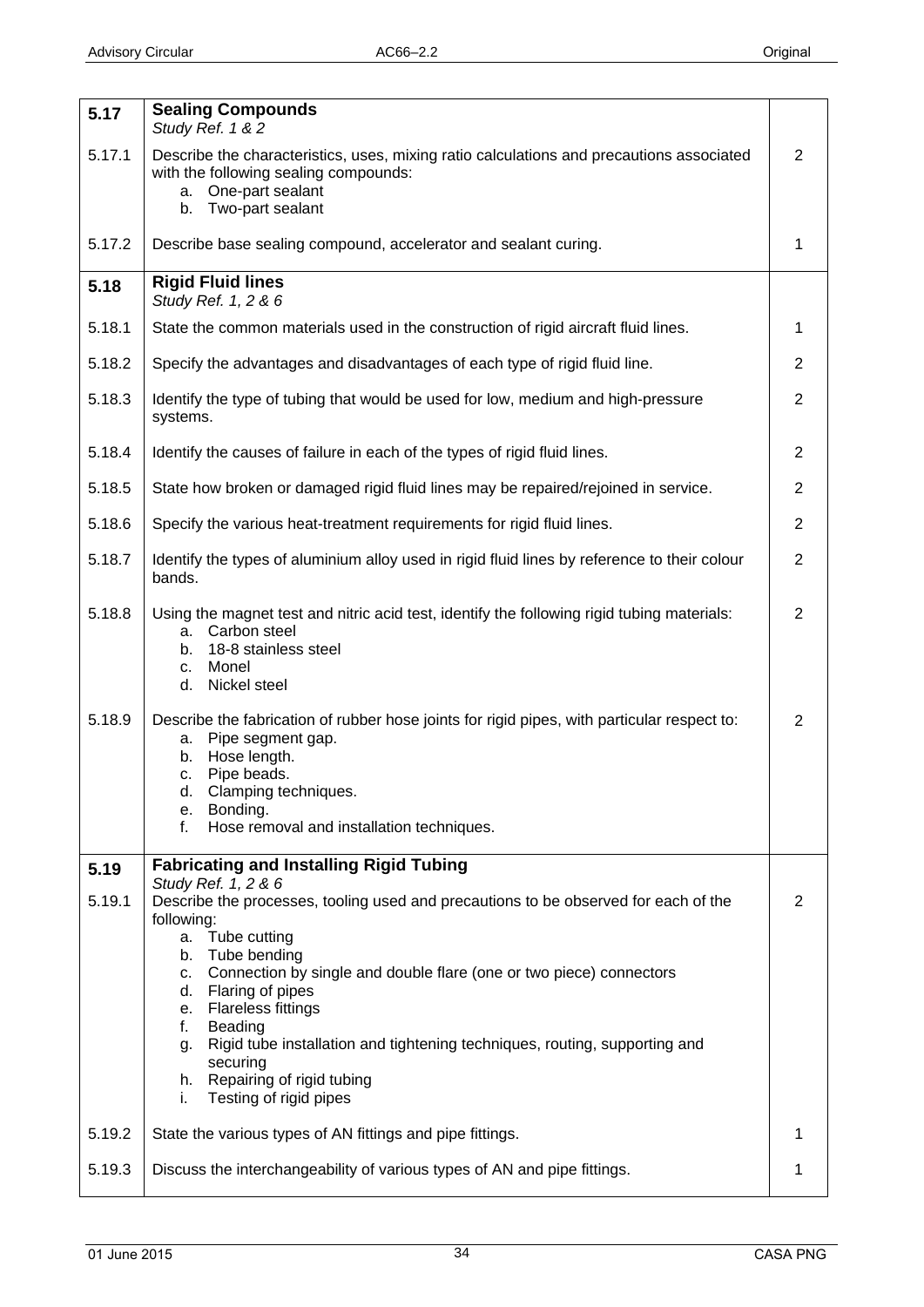| | | |
|---|---|---|
| **5.17** | **Sealing Compounds**<br>*Study Ref. 1 & 2* | |
| 5.17.1 | Describe the characteristics, uses, mixing ratio calculations and precautions associated with the following sealing compounds:<br>a. One-part sealant<br>b. Two-part sealant | 2 |
| 5.17.2 | Describe base sealing compound, accelerator and sealant curing. | 1 |
| **5.18** | **Rigid Fluid lines**<br>*Study Ref. 1, 2 & 6* | |
| 5.18.1 | State the common materials used in the construction of rigid aircraft fluid lines. | 1 |
| 5.18.2 | Specify the advantages and disadvantages of each type of rigid fluid line. | 2 |
| 5.18.3 | Identify the type of tubing that would be used for low, medium and high-pressure systems. | 2 |
| 5.18.4 | Identify the causes of failure in each of the types of rigid fluid lines. | 2 |
| 5.18.5 | State how broken or damaged rigid fluid lines may be repaired/rejoined in service. | 2 |
| 5.18.6 | Specify the various heat-treatment requirements for rigid fluid lines. | 2 |
| 5.18.7 | Identify the types of aluminium alloy used in rigid fluid lines by reference to their colour bands. | 2 |
| 5.18.8 | Using the magnet test and nitric acid test, identify the following rigid tubing materials:<br>a. Carbon steel<br>b. 18-8 stainless steel<br>c. Monel<br>d. Nickel steel | 2 |
| 5.18.9 | Describe the fabrication of rubber hose joints for rigid pipes, with particular respect to:<br>a. Pipe segment gap.<br>b. Hose length.<br>c. Pipe beads.<br>d. Clamping techniques.<br>e. Bonding.<br>f. Hose removal and installation techniques. | 2 |
| **5.19** | **Fabricating and Installing Rigid Tubing**<br>*Study Ref. 1, 2 & 6* | |
| 5.19.1 | Describe the processes, tooling used and precautions to be observed for each of the following:<br>a. Tube cutting<br>b. Tube bending<br>c. Connection by single and double flare (one or two piece) connectors<br>d. Flaring of pipes<br>e. Flareless fittings<br>f. Beading<br>g. Rigid tube installation and tightening techniques, routing, supporting and securing<br>h. Repairing of rigid tubing<br>i. Testing of rigid pipes | 2 |
| 5.19.2 | State the various types of AN fittings and pipe fittings. | 1 |
| 5.19.3 | Discuss the interchangeability of various types of AN and pipe fittings. | 1 |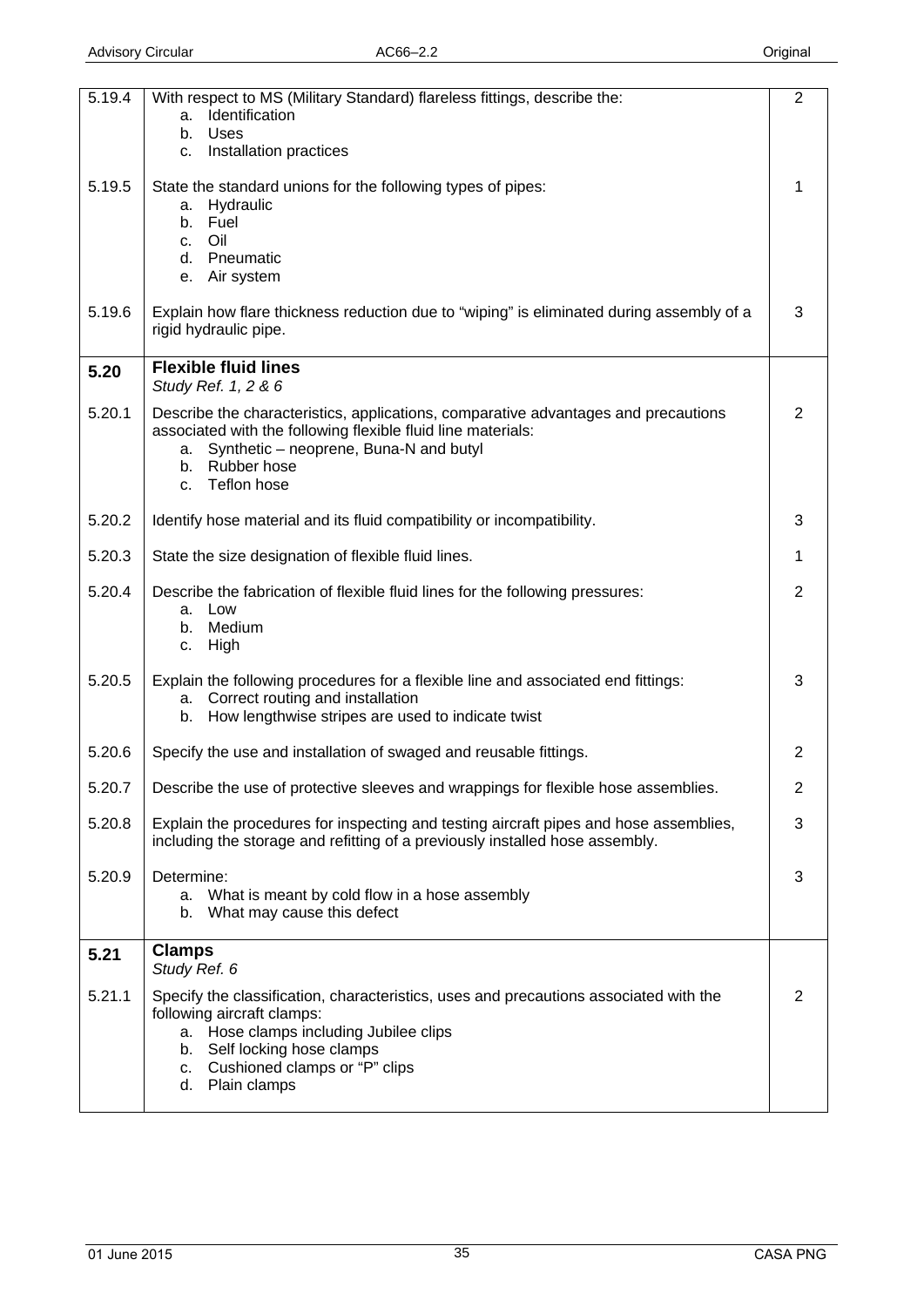| | | |
|---|---|---|
| 5.19.4 | With respect to MS (Military Standard) flareless fittings, describe the:<br>a. Identification<br>b. Uses<br>c. Installation practices | 2 |
| 5.19.5 | State the standard unions for the following types of pipes:<br>a. Hydraulic<br>b. Fuel<br>c. Oil<br>d. Pneumatic<br>e. Air system | 1 |
| 5.19.6 | Explain how flare thickness reduction due to "wiping" is eliminated during assembly of a rigid hydraulic pipe. | 3 |
| **5.20** | **Flexible fluid lines**<br>*Study Ref. 1, 2 & 6* | |
| 5.20.1 | Describe the characteristics, applications, comparative advantages and precautions associated with the following flexible fluid line materials:<br>a. Synthetic – neoprene, Buna-N and butyl<br>b. Rubber hose<br>c. Teflon hose | 2 |
| 5.20.2 | Identify hose material and its fluid compatibility or incompatibility. | 3 |
| 5.20.3 | State the size designation of flexible fluid lines. | 1 |
| 5.20.4 | Describe the fabrication of flexible fluid lines for the following pressures:<br>a. Low<br>b. Medium<br>c. High | 2 |
| 5.20.5 | Explain the following procedures for a flexible line and associated end fittings:<br>a. Correct routing and installation<br>b. How lengthwise stripes are used to indicate twist | 3 |
| 5.20.6 | Specify the use and installation of swaged and reusable fittings. | 2 |
| 5.20.7 | Describe the use of protective sleeves and wrappings for flexible hose assemblies. | 2 |
| 5.20.8 | Explain the procedures for inspecting and testing aircraft pipes and hose assemblies, including the storage and refitting of a previously installed hose assembly. | 3 |
| 5.20.9 | Determine:<br>a. What is meant by cold flow in a hose assembly<br>b. What may cause this defect | 3 |
| **5.21** | **Clamps**<br>*Study Ref. 6* | |
| 5.21.1 | Specify the classification, characteristics, uses and precautions associated with the following aircraft clamps:<br>a. Hose clamps including Jubilee clips<br>b. Self locking hose clamps<br>c. Cushioned clamps or "P" clips<br>d. Plain clamps | 2 |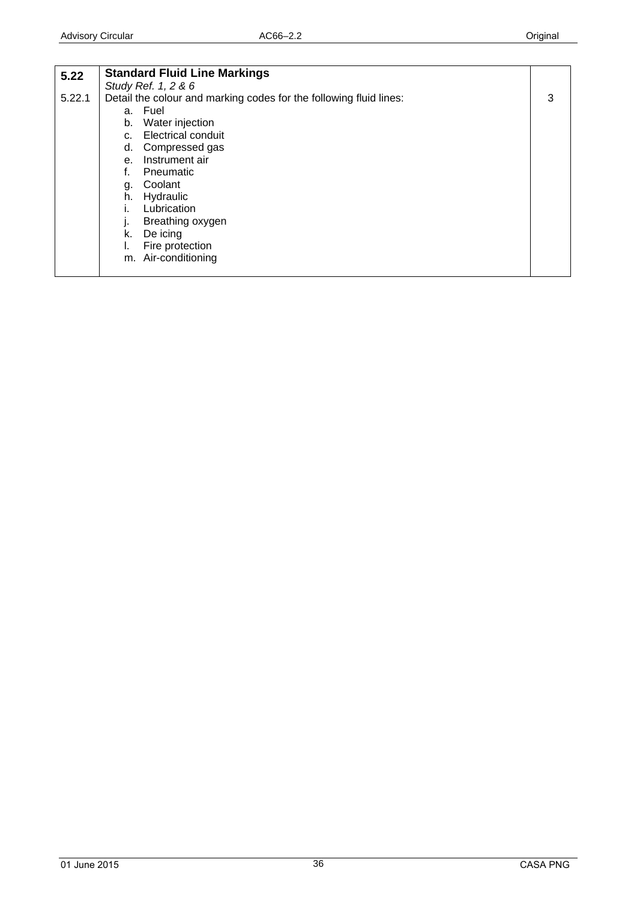| | | |
|---|---|---|
| **5.22** | **Standard Fluid Line Markings**<br>*Study Ref. 1, 2 & 6* | |
| 5.22.1 | Detail the colour and marking codes for the following fluid lines:<br>a. Fuel<br>b. Water injection<br>c. Electrical conduit<br>d. Compressed gas<br>e. Instrument air<br>f. Pneumatic<br>g. Coolant<br>h. Hydraulic<br>i. Lubrication<br>j. Breathing oxygen<br>k. De icing<br>l. Fire protection<br>m. Air-conditioning | 3 |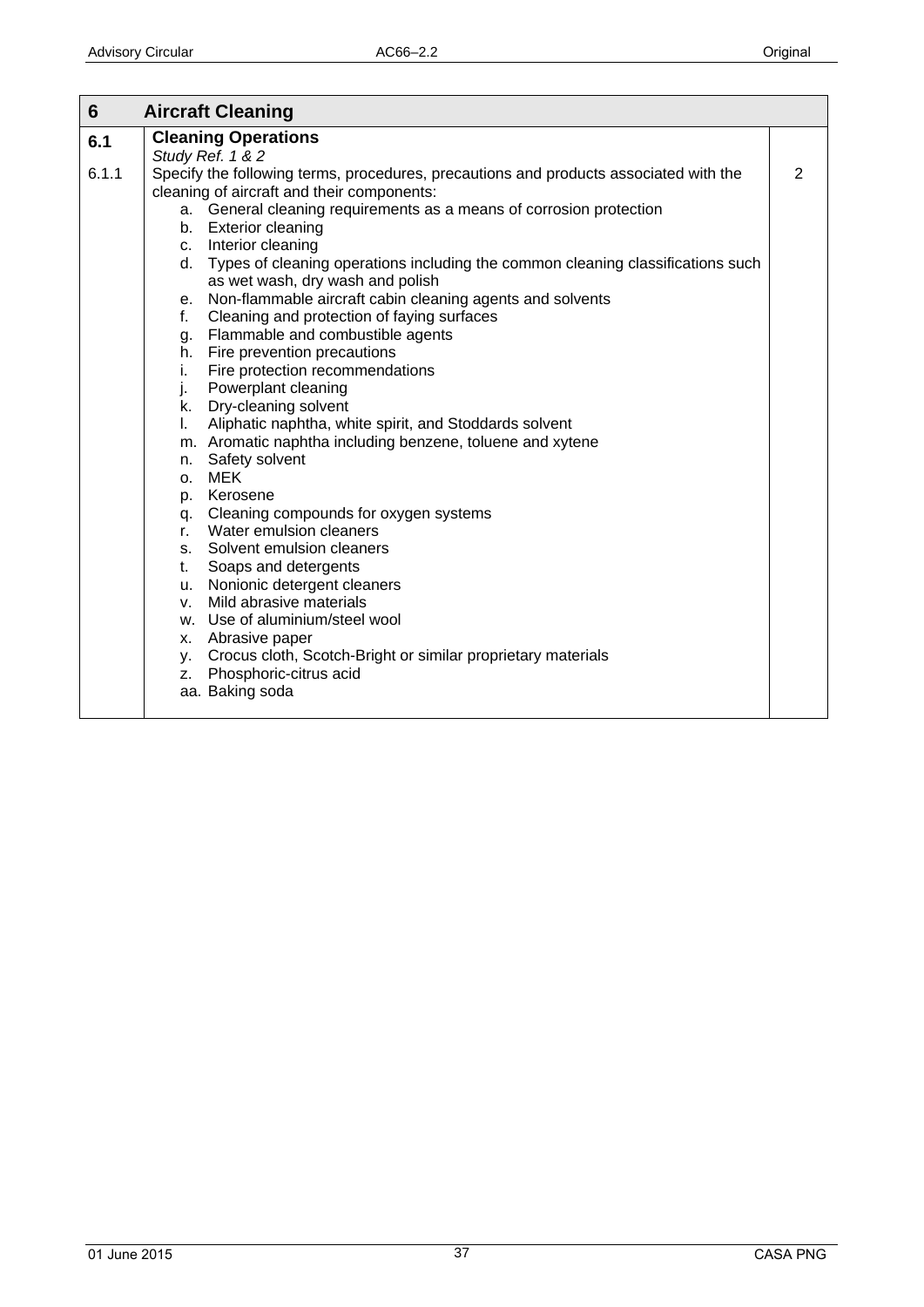| 6 | Aircraft Cleaning | |
|---|---|---|
| **6.1** | **Cleaning Operations**<br>*Study Ref. 1 & 2* | |
| 6.1.1 | Specify the following terms, procedures, precautions and products associated with the cleaning of aircraft and their components:<br>a. General cleaning requirements as a means of corrosion protection<br>b. Exterior cleaning<br>c. Interior cleaning<br>d. Types of cleaning operations including the common cleaning classifications such as wet wash, dry wash and polish<br>e. Non-flammable aircraft cabin cleaning agents and solvents<br>f. Cleaning and protection of faying surfaces<br>g. Flammable and combustible agents<br>h. Fire prevention precautions<br>i. Fire protection recommendations<br>j. Powerplant cleaning<br>k. Dry-cleaning solvent<br>l. Aliphatic naphtha, white spirit, and Stoddards solvent<br>m. Aromatic naphtha including benzene, toluene and xytene<br>n. Safety solvent<br>o. MEK<br>p. Kerosene<br>q. Cleaning compounds for oxygen systems<br>r. Water emulsion cleaners<br>s. Solvent emulsion cleaners<br>t. Soaps and detergents<br>u. Nonionic detergent cleaners<br>v. Mild abrasive materials<br>w. Use of aluminium/steel wool<br>x. Abrasive paper<br>y. Crocus cloth, Scotch-Bright or similar proprietary materials<br>z. Phosphoric-citrus acid<br>aa. Baking soda | 2 |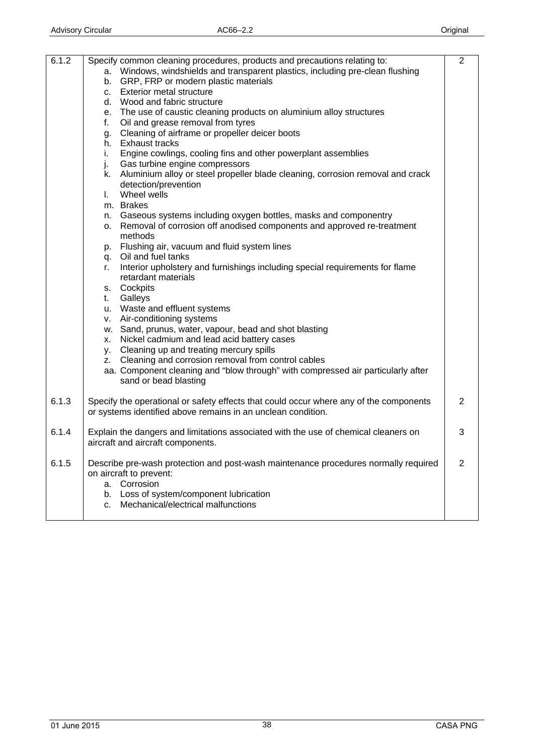| | | |
|---|---|---|
| 6.1.2 | Specify common cleaning procedures, products and precautions relating to:<br>a. Windows, windshields and transparent plastics, including pre-clean flushing<br>b. GRP, FRP or modern plastic materials<br>c. Exterior metal structure<br>d. Wood and fabric structure<br>e. The use of caustic cleaning products on aluminium alloy structures<br>f. Oil and grease removal from tyres<br>g. Cleaning of airframe or propeller deicer boots<br>h. Exhaust tracks<br>i. Engine cowlings, cooling fins and other powerplant assemblies<br>j. Gas turbine engine compressors<br>k. Aluminium alloy or steel propeller blade cleaning, corrosion removal and crack detection/prevention<br>l. Wheel wells<br>m. Brakes<br>n. Gaseous systems including oxygen bottles, masks and componentry<br>o. Removal of corrosion off anodised components and approved re-treatment methods<br>p. Flushing air, vacuum and fluid system lines<br>q. Oil and fuel tanks<br>r. Interior upholstery and furnishings including special requirements for flame retardant materials<br>s. Cockpits<br>t. Galleys<br>u. Waste and effluent systems<br>v. Air-conditioning systems<br>w. Sand, prunus, water, vapour, bead and shot blasting<br>x. Nickel cadmium and lead acid battery cases<br>y. Cleaning up and treating mercury spills<br>z. Cleaning and corrosion removal from control cables<br>aa. Component cleaning and "blow through" with compressed air particularly after sand or bead blasting | 2 |
| 6.1.3 | Specify the operational or safety effects that could occur where any of the components or systems identified above remains in an unclean condition. | 2 |
| 6.1.4 | Explain the dangers and limitations associated with the use of chemical cleaners on aircraft and aircraft components. | 3 |
| 6.1.5 | Describe pre-wash protection and post-wash maintenance procedures normally required on aircraft to prevent:<br>a. Corrosion<br>b. Loss of system/component lubrication<br>c. Mechanical/electrical malfunctions | 2 |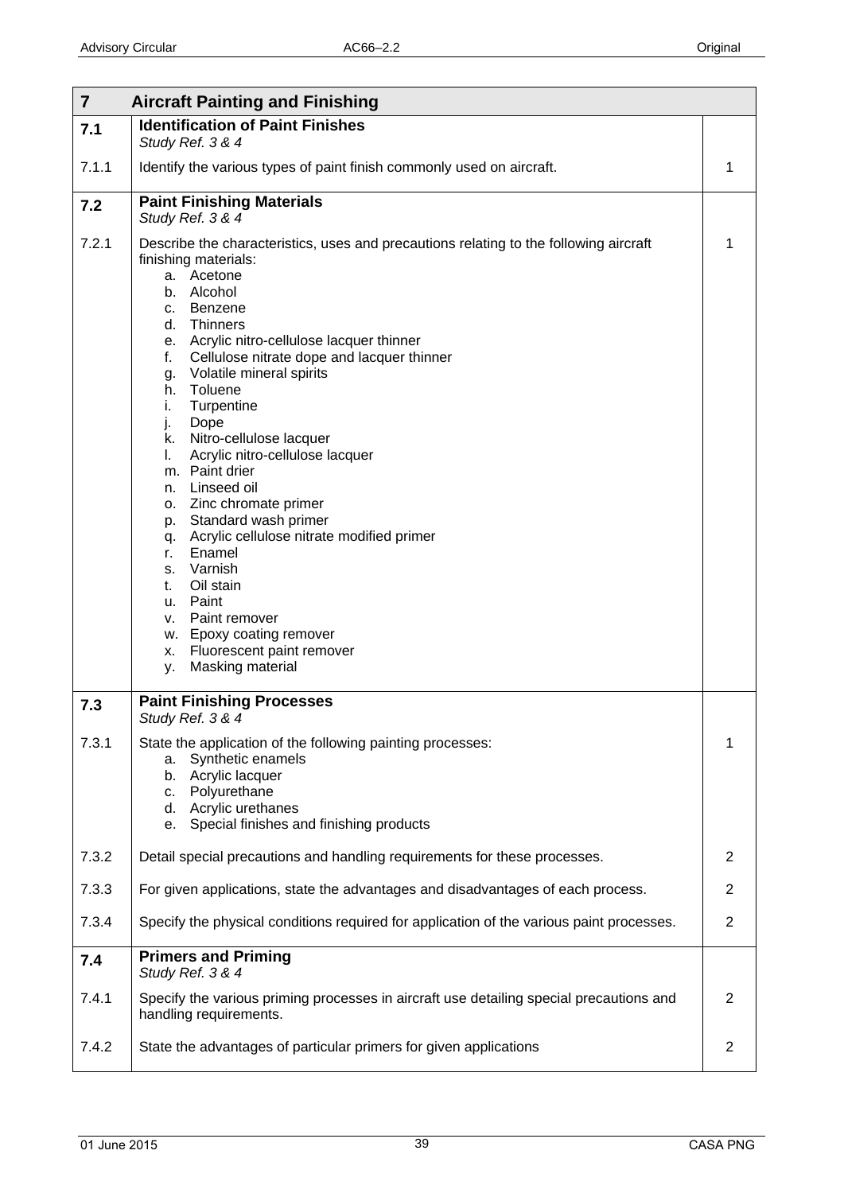| 7 | Aircraft Painting and Finishing | |
|---|---|---|
| **7.1** | **Identification of Paint Finishes**<br>*Study Ref. 3 & 4* | |
| 7.1.1 | Identify the various types of paint finish commonly used on aircraft. | 1 |
| **7.2** | **Paint Finishing Materials**<br>*Study Ref. 3 & 4* | |
| 7.2.1 | Describe the characteristics, uses and precautions relating to the following aircraft finishing materials:<br>a. Acetone<br>b. Alcohol<br>c. Benzene<br>d. Thinners<br>e. Acrylic nitro-cellulose lacquer thinner<br>f. Cellulose nitrate dope and lacquer thinner<br>g. Volatile mineral spirits<br>h. Toluene<br>i. Turpentine<br>j. Dope<br>k. Nitro-cellulose lacquer<br>l. Acrylic nitro-cellulose lacquer<br>m. Paint drier<br>n. Linseed oil<br>o. Zinc chromate primer<br>p. Standard wash primer<br>q. Acrylic cellulose nitrate modified primer<br>r. Enamel<br>s. Varnish<br>t. Oil stain<br>u. Paint<br>v. Paint remover<br>w. Epoxy coating remover<br>x. Fluorescent paint remover<br>y. Masking material | 1 |
| **7.3** | **Paint Finishing Processes**<br>*Study Ref. 3 & 4* | |
| 7.3.1 | State the application of the following painting processes:<br>a. Synthetic enamels<br>b. Acrylic lacquer<br>c. Polyurethane<br>d. Acrylic urethanes<br>e. Special finishes and finishing products | 1 |
| 7.3.2 | Detail special precautions and handling requirements for these processes. | 2 |
| 7.3.3 | For given applications, state the advantages and disadvantages of each process. | 2 |
| 7.3.4 | Specify the physical conditions required for application of the various paint processes. | 2 |
| **7.4** | **Primers and Priming**<br>*Study Ref. 3 & 4* | |
| 7.4.1 | Specify the various priming processes in aircraft use detailing special precautions and handling requirements. | 2 |
| 7.4.2 | State the advantages of particular primers for given applications | 2 |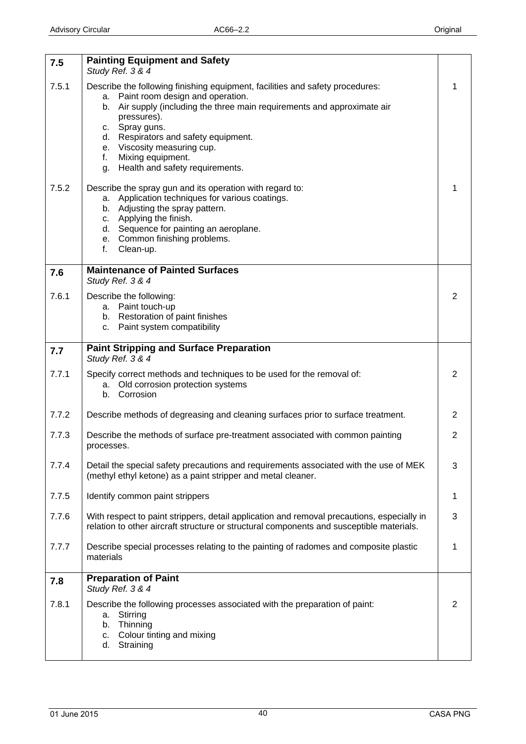| | | |
|---|---|---|
| **7.5** | **Painting Equipment and Safety**<br>*Study Ref. 3 & 4* | |
| 7.5.1 | Describe the following finishing equipment, facilities and safety procedures:<br>a. Paint room design and operation.<br>b. Air supply (including the three main requirements and approximate air pressures).<br>c. Spray guns.<br>d. Respirators and safety equipment.<br>e. Viscosity measuring cup.<br>f. Mixing equipment.<br>g. Health and safety requirements. | 1 |
| 7.5.2 | Describe the spray gun and its operation with regard to:<br>a. Application techniques for various coatings.<br>b. Adjusting the spray pattern.<br>c. Applying the finish.<br>d. Sequence for painting an aeroplane.<br>e. Common finishing problems.<br>f. Clean-up. | 1 |
| **7.6** | **Maintenance of Painted Surfaces**<br>*Study Ref. 3 & 4* | |
| 7.6.1 | Describe the following:<br>a. Paint touch-up<br>b. Restoration of paint finishes<br>c. Paint system compatibility | 2 |
| **7.7** | **Paint Stripping and Surface Preparation**<br>*Study Ref. 3 & 4* | |
| 7.7.1 | Specify correct methods and techniques to be used for the removal of:<br>a. Old corrosion protection systems<br>b. Corrosion | 2 |
| 7.7.2 | Describe methods of degreasing and cleaning surfaces prior to surface treatment. | 2 |
| 7.7.3 | Describe the methods of surface pre-treatment associated with common painting processes. | 2 |
| 7.7.4 | Detail the special safety precautions and requirements associated with the use of MEK (methyl ethyl ketone) as a paint stripper and metal cleaner. | 3 |
| 7.7.5 | Identify common paint strippers | 1 |
| 7.7.6 | With respect to paint strippers, detail application and removal precautions, especially in relation to other aircraft structure or structural components and susceptible materials. | 3 |
| 7.7.7 | Describe special processes relating to the painting of radomes and composite plastic materials | 1 |
| **7.8** | **Preparation of Paint**<br>*Study Ref. 3 & 4* | |
| 7.8.1 | Describe the following processes associated with the preparation of paint:<br>a. Stirring<br>b. Thinning<br>c. Colour tinting and mixing<br>d. Straining | 2 |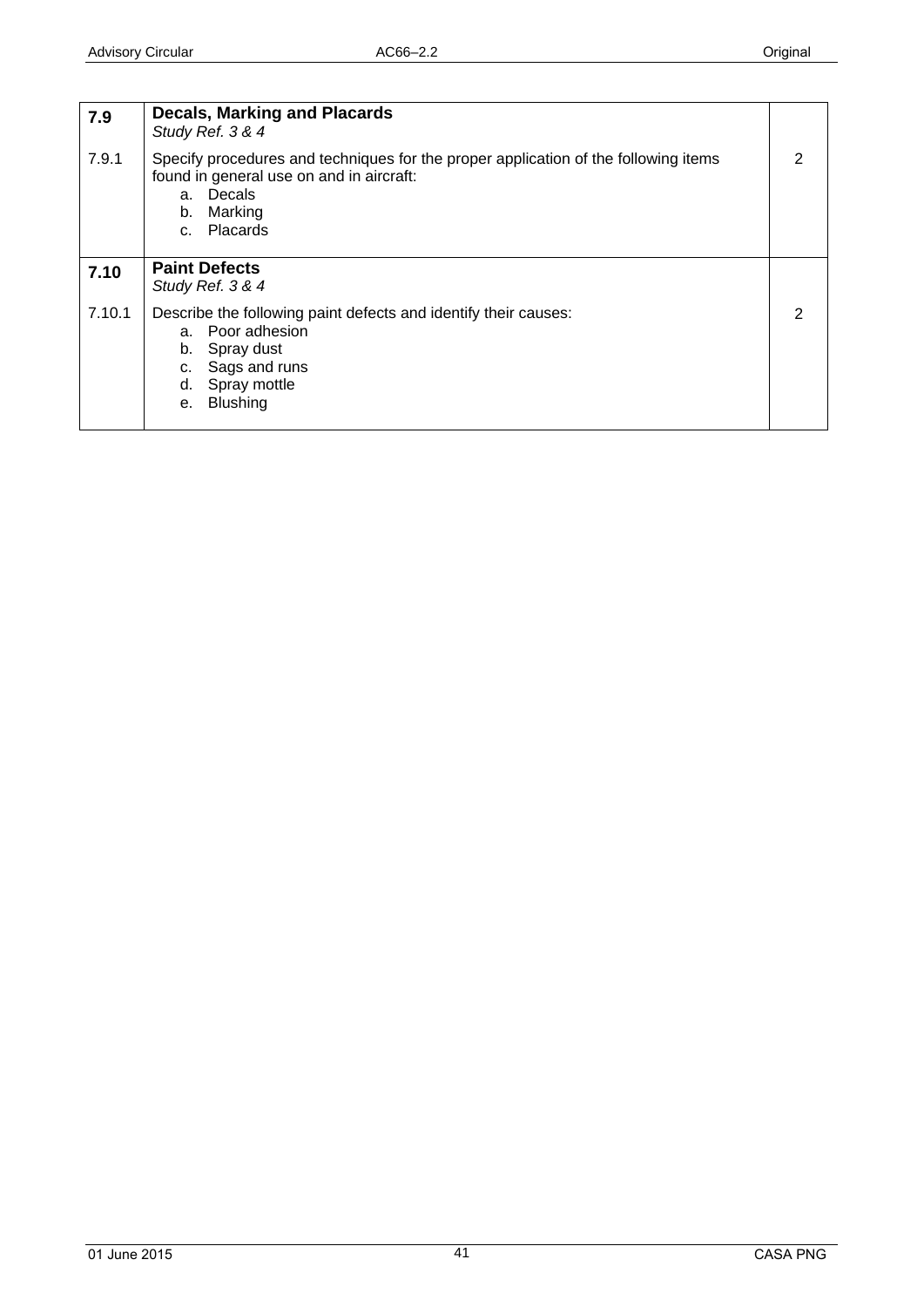| | | |
|---|---|---|
| **7.9** | **Decals, Marking and Placards**<br>*Study Ref. 3 & 4* | |
| 7.9.1 | Specify procedures and techniques for the proper application of the following items found in general use on and in aircraft:<br>a. Decals<br>b. Marking<br>c. Placards | 2 |
| **7.10** | **Paint Defects**<br>*Study Ref. 3 & 4* | |
| 7.10.1 | Describe the following paint defects and identify their causes:<br>a. Poor adhesion<br>b. Spray dust<br>c. Sags and runs<br>d. Spray mottle<br>e. Blushing | 2 |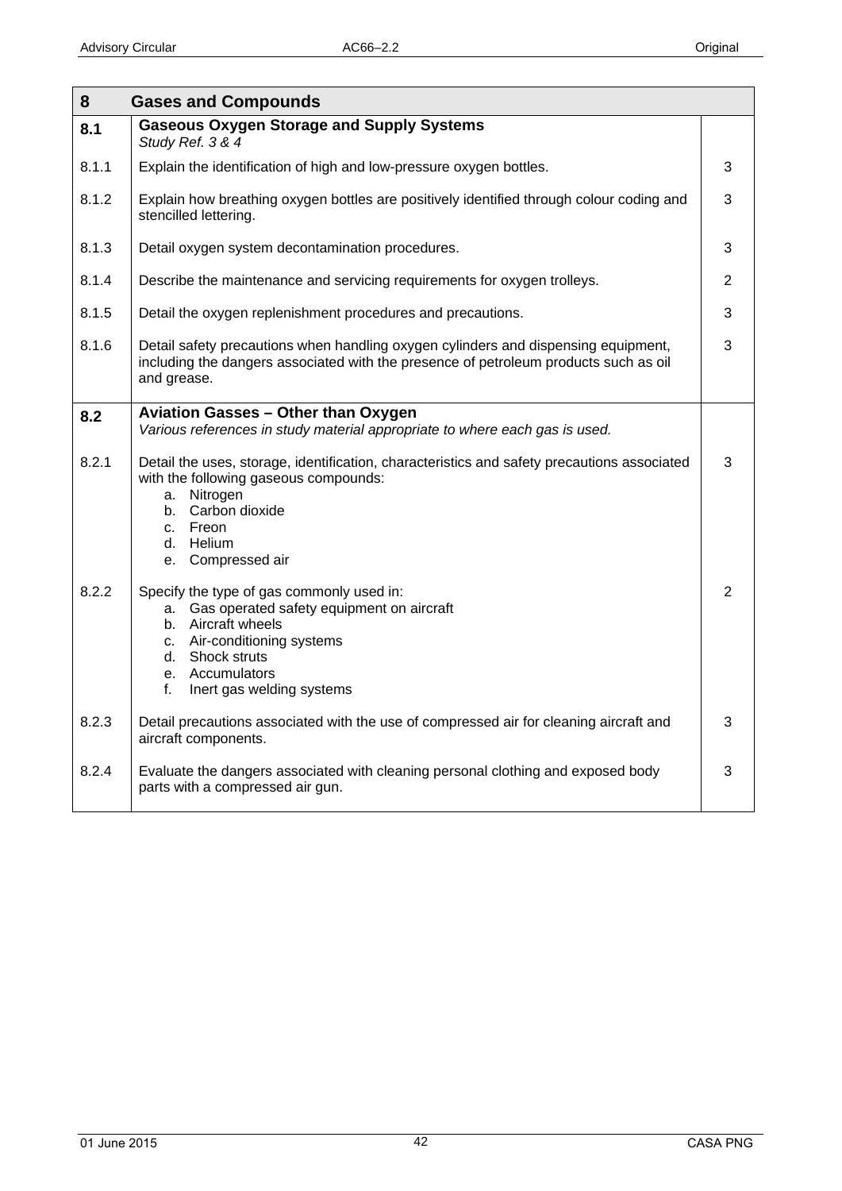| 8 | Gases and Compounds | |
|---|---|---|
| **8.1** | **Gaseous Oxygen Storage and Supply Systems**<br>*Study Ref. 3 & 4* | |
| 8.1.1 | Explain the identification of high and low-pressure oxygen bottles. | 3 |
| 8.1.2 | Explain how breathing oxygen bottles are positively identified through colour coding and stencilled lettering. | 3 |
| 8.1.3 | Detail oxygen system decontamination procedures. | 3 |
| 8.1.4 | Describe the maintenance and servicing requirements for oxygen trolleys. | 2 |
| 8.1.5 | Detail the oxygen replenishment procedures and precautions. | 3 |
| 8.1.6 | Detail safety precautions when handling oxygen cylinders and dispensing equipment, including the dangers associated with the presence of petroleum products such as oil and grease. | 3 |
| **8.2** | **Aviation Gasses – Other than Oxygen**<br>*Various references in study material appropriate to where each gas is used.* | |
| 8.2.1 | Detail the uses, storage, identification, characteristics and safety precautions associated with the following gaseous compounds:<br>a. Nitrogen<br>b. Carbon dioxide<br>c. Freon<br>d. Helium<br>e. Compressed air | 3 |
| 8.2.2 | Specify the type of gas commonly used in:<br>a. Gas operated safety equipment on aircraft<br>b. Aircraft wheels<br>c. Air-conditioning systems<br>d. Shock struts<br>e. Accumulators<br>f. Inert gas welding systems | 2 |
| 8.2.3 | Detail precautions associated with the use of compressed air for cleaning aircraft and aircraft components. | 3 |
| 8.2.4 | Evaluate the dangers associated with cleaning personal clothing and exposed body parts with a compressed air gun. | 3 |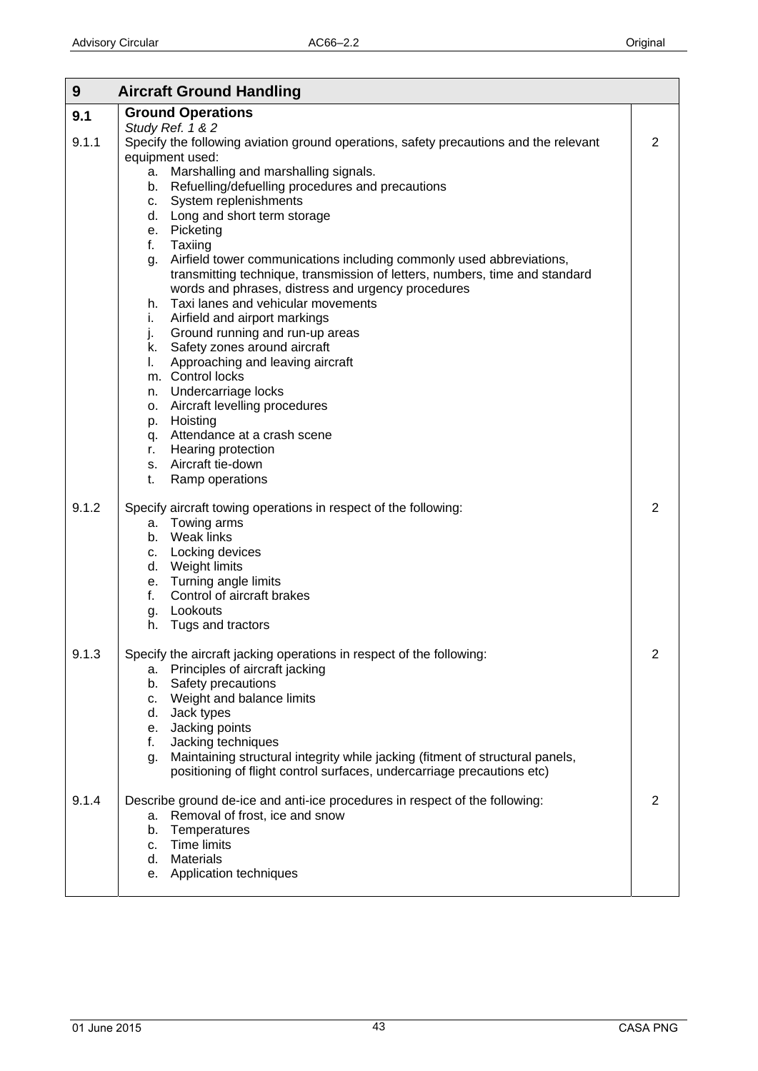| 9 | Aircraft Ground Handling | |
|---|---|---|
| **9.1** | **Ground Operations**<br>*Study Ref. 1 & 2* | |
| 9.1.1 | Specify the following aviation ground operations, safety precautions and the relevant equipment used:<br>a. Marshalling and marshalling signals.<br>b. Refuelling/defuelling procedures and precautions<br>c. System replenishments<br>d. Long and short term storage<br>e. Picketing<br>f. Taxiing<br>g. Airfield tower communications including commonly used abbreviations, transmitting technique, transmission of letters, numbers, time and standard words and phrases, distress and urgency procedures<br>h. Taxi lanes and vehicular movements<br>i. Airfield and airport markings<br>j. Ground running and run-up areas<br>k. Safety zones around aircraft<br>l. Approaching and leaving aircraft<br>m. Control locks<br>n. Undercarriage locks<br>o. Aircraft levelling procedures<br>p. Hoisting<br>q. Attendance at a crash scene<br>r. Hearing protection<br>s. Aircraft tie-down<br>t. Ramp operations | 2 |
| 9.1.2 | Specify aircraft towing operations in respect of the following:<br>a. Towing arms<br>b. Weak links<br>c. Locking devices<br>d. Weight limits<br>e. Turning angle limits<br>f. Control of aircraft brakes<br>g. Lookouts<br>h. Tugs and tractors | 2 |
| 9.1.3 | Specify the aircraft jacking operations in respect of the following:<br>a. Principles of aircraft jacking<br>b. Safety precautions<br>c. Weight and balance limits<br>d. Jack types<br>e. Jacking points<br>f. Jacking techniques<br>g. Maintaining structural integrity while jacking (fitment of structural panels, positioning of flight control surfaces, undercarriage precautions etc) | 2 |
| 9.1.4 | Describe ground de-ice and anti-ice procedures in respect of the following:<br>a. Removal of frost, ice and snow<br>b. Temperatures<br>c. Time limits<br>d. Materials<br>e. Application techniques | 2 |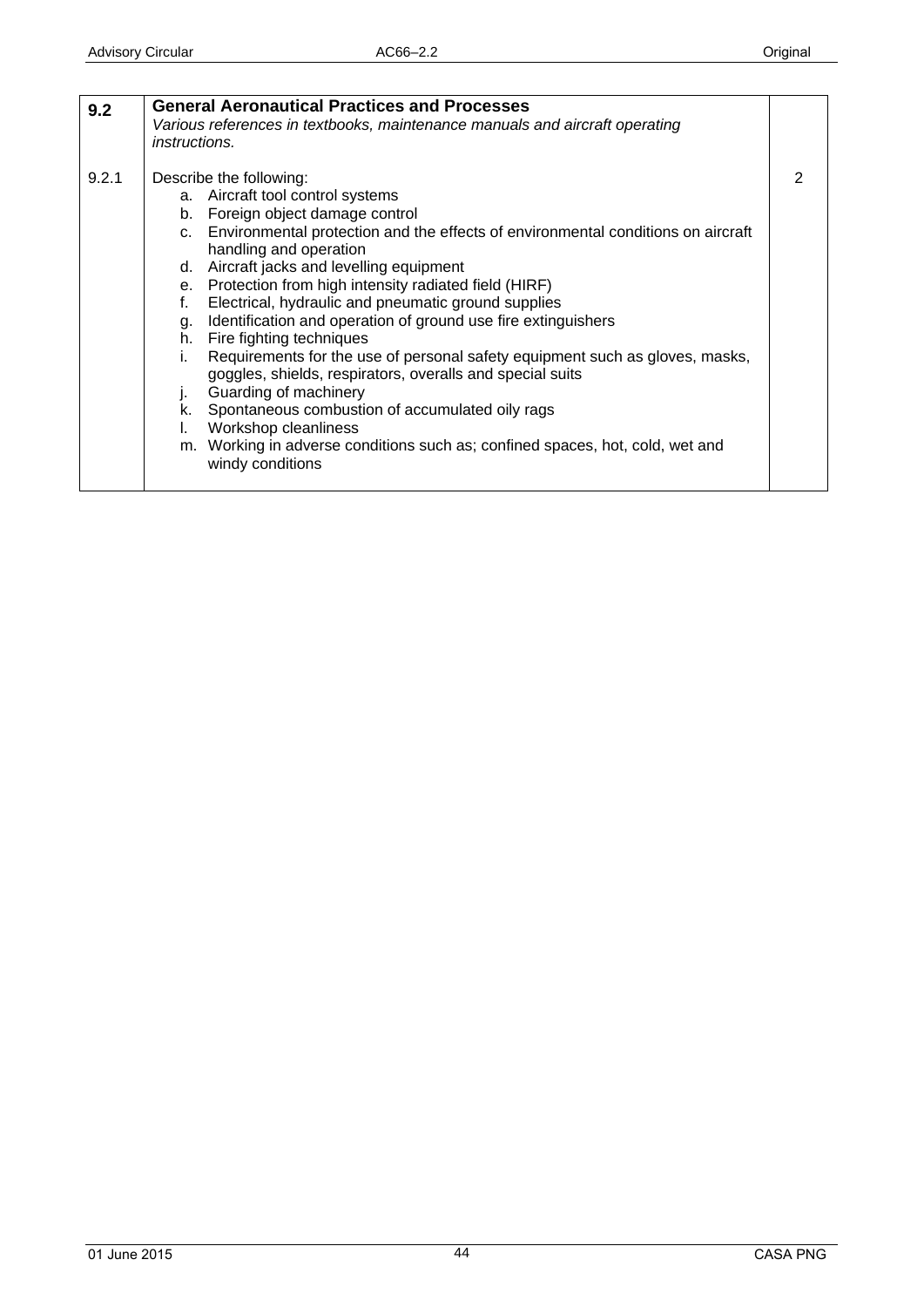| | | |
|---|---|---|
| **9.2** | **General Aeronautical Practices and Processes**<br>*Various references in textbooks, maintenance manuals and aircraft operating instructions.* | |
| 9.2.1 | Describe the following:<br>a. Aircraft tool control systems<br>b. Foreign object damage control<br>c. Environmental protection and the effects of environmental conditions on aircraft handling and operation<br>d. Aircraft jacks and levelling equipment<br>e. Protection from high intensity radiated field (HIRF)<br>f. Electrical, hydraulic and pneumatic ground supplies<br>g. Identification and operation of ground use fire extinguishers<br>h. Fire fighting techniques<br>i. Requirements for the use of personal safety equipment such as gloves, masks, goggles, shields, respirators, overalls and special suits<br>j. Guarding of machinery<br>k. Spontaneous combustion of accumulated oily rags<br>l. Workshop cleanliness<br>m. Working in adverse conditions such as; confined spaces, hot, cold, wet and windy conditions | 2 |